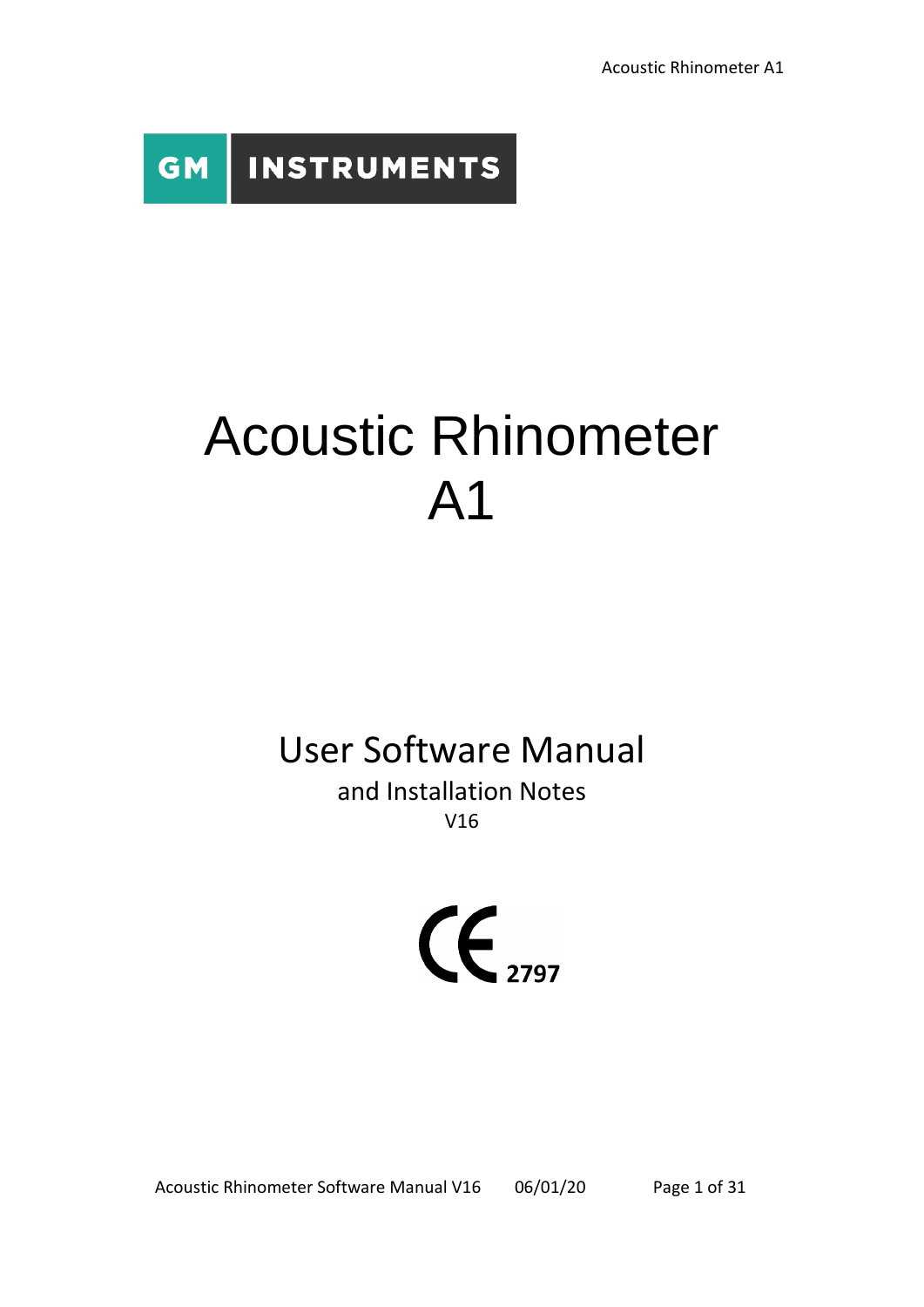GM INSTRUMENTS

# Acoustic Rhinometer A1

## User Software Manual

and Installation Notes

V16

CE 2797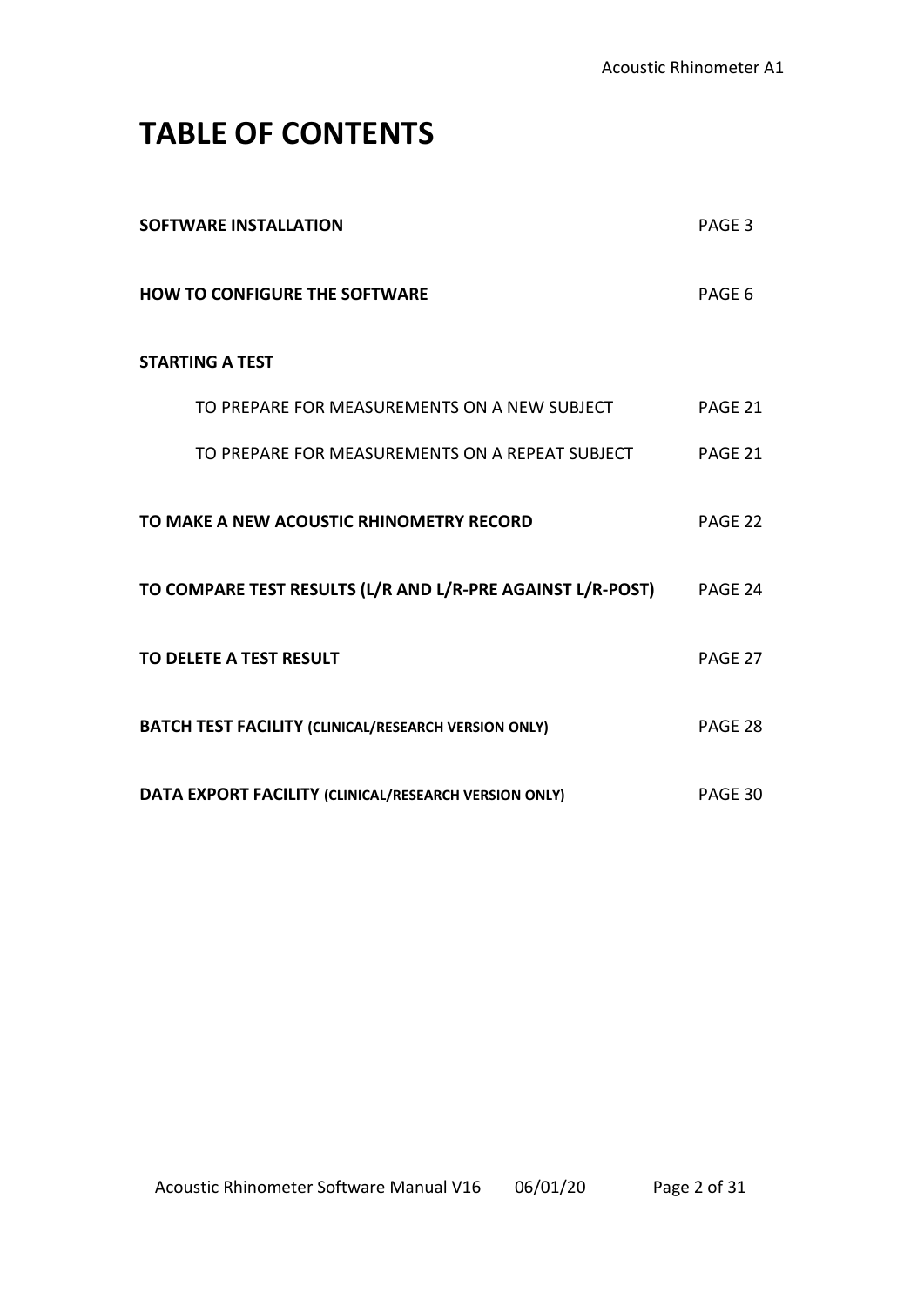# TABLE OF CONTENTS

| | |
|---|---|
| **SOFTWARE INSTALLATION** | PAGE 3 |
| **HOW TO CONFIGURE THE SOFTWARE** | PAGE 6 |
| **STARTING A TEST** | |
| TO PREPARE FOR MEASUREMENTS ON A NEW SUBJECT | PAGE 21 |
| TO PREPARE FOR MEASUREMENTS ON A REPEAT SUBJECT | PAGE 21 |
| **TO MAKE A NEW ACOUSTIC RHINOMETRY RECORD** | PAGE 22 |
| **TO COMPARE TEST RESULTS (L/R AND L/R-PRE AGAINST L/R-POST)** | PAGE 24 |
| **TO DELETE A TEST RESULT** | PAGE 27 |
| **BATCH TEST FACILITY (CLINICAL/RESEARCH VERSION ONLY)** | PAGE 28 |
| **DATA EXPORT FACILITY (CLINICAL/RESEARCH VERSION ONLY)** | PAGE 30 |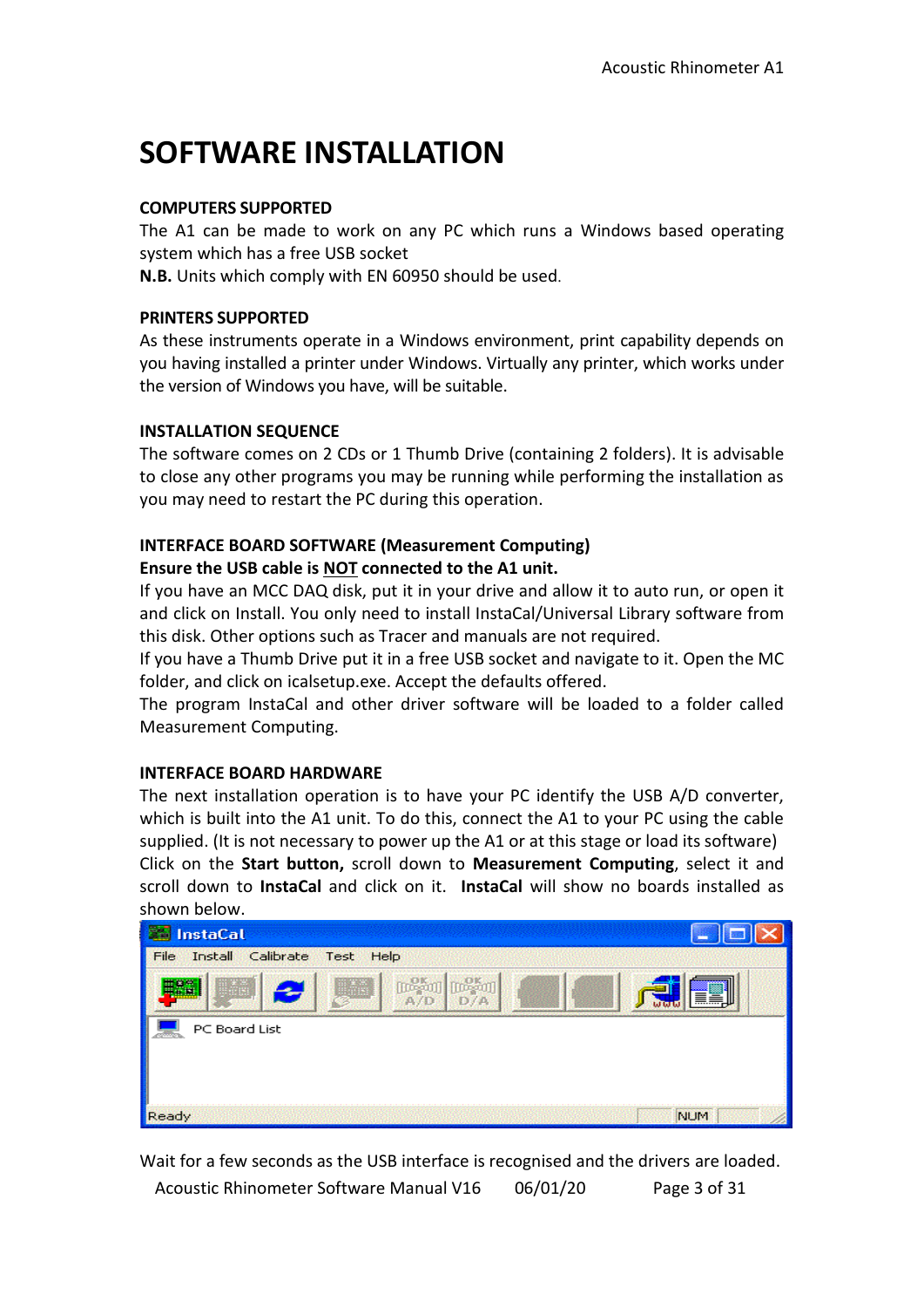# SOFTWARE INSTALLATION

**COMPUTERS SUPPORTED**

The A1 can be made to work on any PC which runs a Windows based operating system which has a free USB socket

**N.B.** Units which comply with EN 60950 should be used.

**PRINTERS SUPPORTED**

As these instruments operate in a Windows environment, print capability depends on you having installed a printer under Windows. Virtually any printer, which works under the version of Windows you have, will be suitable.

**INSTALLATION SEQUENCE**

The software comes on 2 CDs or 1 Thumb Drive (containing 2 folders). It is advisable to close any other programs you may be running while performing the installation as you may need to restart the PC during this operation.

**INTERFACE BOARD SOFTWARE (Measurement Computing)**

**Ensure the USB cable is <u>NOT</u> connected to the A1 unit.**

If you have an MCC DAQ disk, put it in your drive and allow it to auto run, or open it and click on Install. You only need to install InstaCal/Universal Library software from this disk. Other options such as Tracer and manuals are not required.

If you have a Thumb Drive put it in a free USB socket and navigate to it. Open the MC folder, and click on icalsetup.exe. Accept the defaults offered.

The program InstaCal and other driver software will be loaded to a folder called Measurement Computing.

**INTERFACE BOARD HARDWARE**

The next installation operation is to have your PC identify the USB A/D converter, which is built into the A1 unit. To do this, connect the A1 to your PC using the cable supplied. (It is not necessary to power up the A1 or at this stage or load its software)

Click on the **Start button,** scroll down to **Measurement Computing**, select it and scroll down to **InstaCal** and click on it. **InstaCal** will show no boards installed as shown below.

Wait for a few seconds as the USB interface is recognised and the drivers are loaded.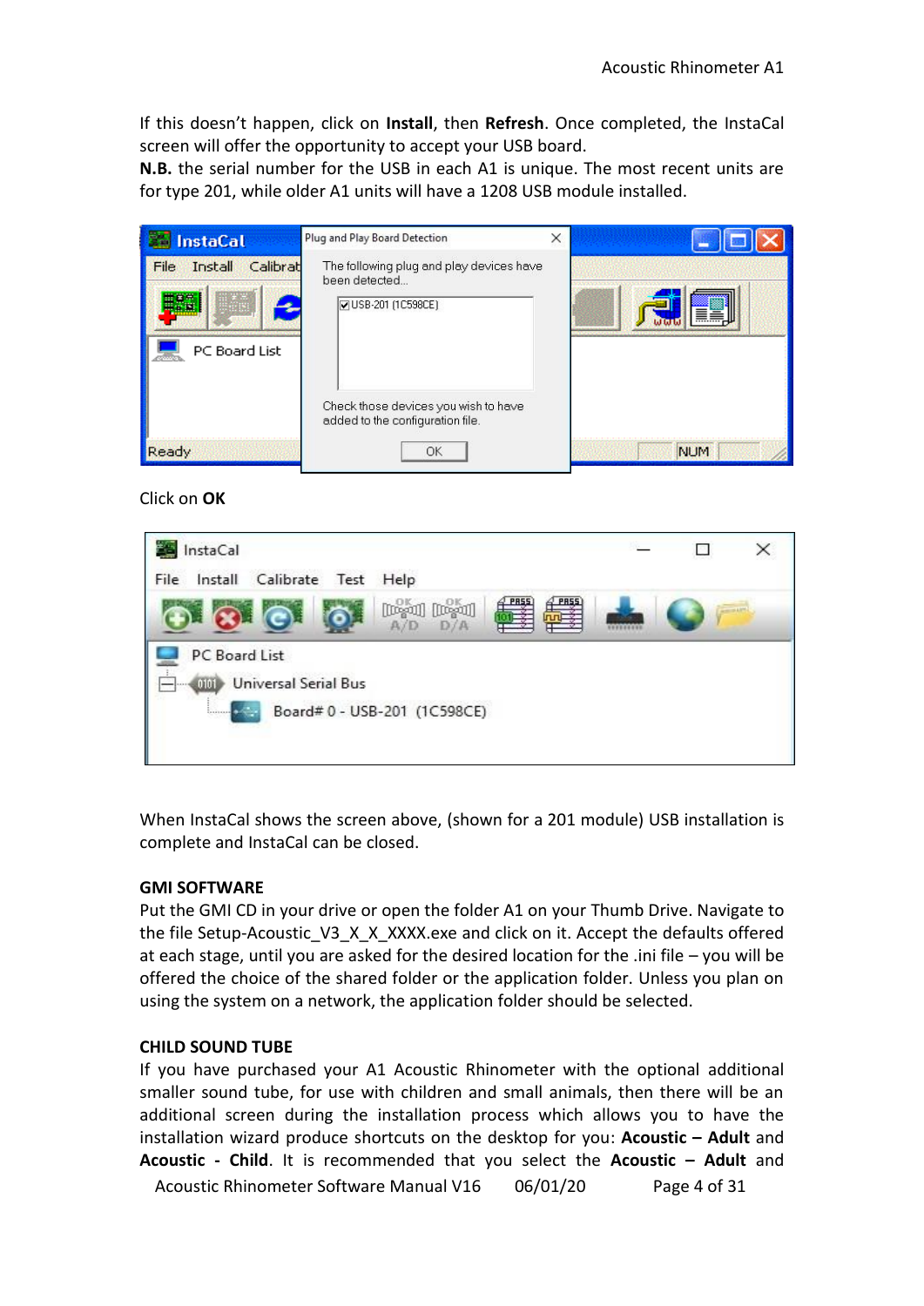If this doesn't happen, click on **Install**, then **Refresh**. Once completed, the InstaCal screen will offer the opportunity to accept your USB board.

**N.B.** the serial number for the USB in each A1 is unique. The most recent units are for type 201, while older A1 units will have a 1208 USB module installed.

Click on **OK**

When InstaCal shows the screen above, (shown for a 201 module) USB installation is complete and InstaCal can be closed.

**GMI SOFTWARE**

Put the GMI CD in your drive or open the folder A1 on your Thumb Drive. Navigate to the file Setup-Acoustic_V3_X_X_XXXX.exe and click on it. Accept the defaults offered at each stage, until you are asked for the desired location for the .ini file – you will be offered the choice of the shared folder or the application folder. Unless you plan on using the system on a network, the application folder should be selected.

**CHILD SOUND TUBE**

If you have purchased your A1 Acoustic Rhinometer with the optional additional smaller sound tube, for use with children and small animals, then there will be an additional screen during the installation process which allows you to have the installation wizard produce shortcuts on the desktop for you: **Acoustic – Adult** and **Acoustic - Child**. It is recommended that you select the **Acoustic – Adult** and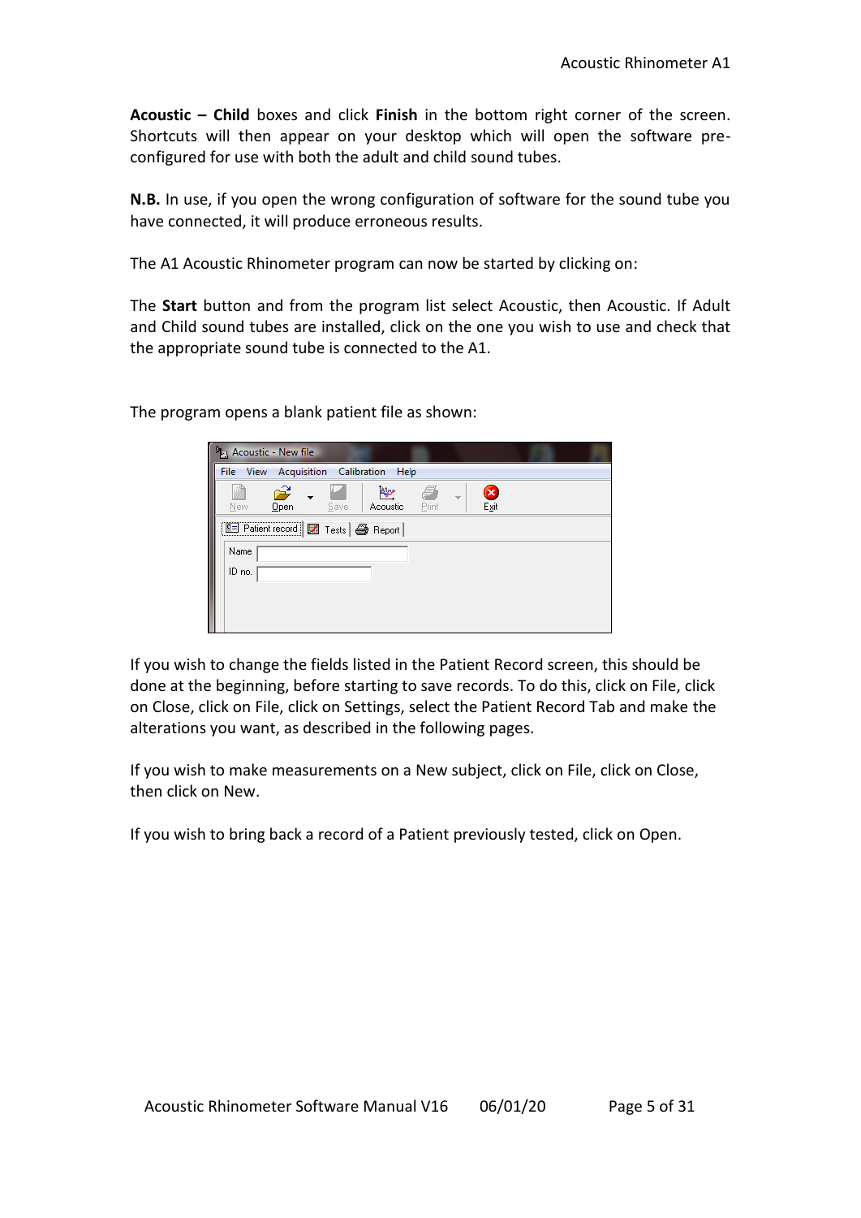**Acoustic – Child** boxes and click **Finish** in the bottom right corner of the screen. Shortcuts will then appear on your desktop which will open the software pre-configured for use with both the adult and child sound tubes.

**N.B.** In use, if you open the wrong configuration of software for the sound tube you have connected, it will produce erroneous results.

The A1 Acoustic Rhinometer program can now be started by clicking on:

The **Start** button and from the program list select Acoustic, then Acoustic. If Adult and Child sound tubes are installed, click on the one you wish to use and check that the appropriate sound tube is connected to the A1.

The program opens a blank patient file as shown:

If you wish to change the fields listed in the Patient Record screen, this should be done at the beginning, before starting to save records. To do this, click on File, click on Close, click on File, click on Settings, select the Patient Record Tab and make the alterations you want, as described in the following pages.

If you wish to make measurements on a New subject, click on File, click on Close, then click on New.

If you wish to bring back a record of a Patient previously tested, click on Open.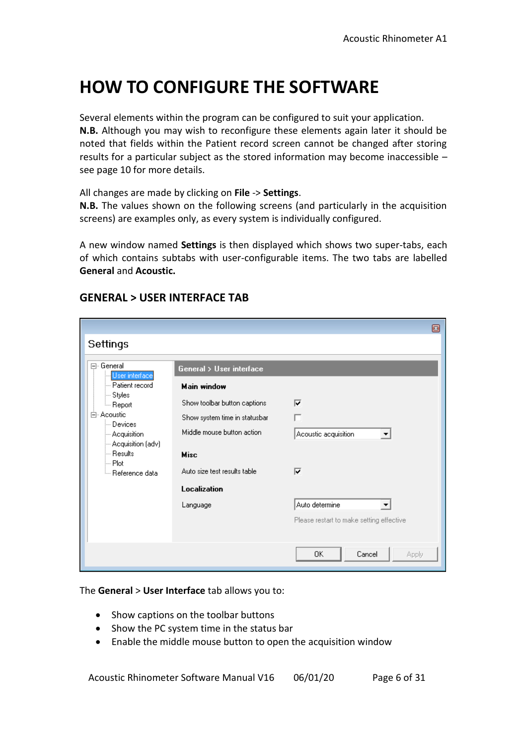# HOW TO CONFIGURE THE SOFTWARE

Several elements within the program can be configured to suit your application.
**N.B.** Although you may wish to reconfigure these elements again later it should be noted that fields within the Patient record screen cannot be changed after storing results for a particular subject as the stored information may become inaccessible – see page 10 for more details.

All changes are made by clicking on **File** -> **Settings**.
**N.B.** The values shown on the following screens (and particularly in the acquisition screens) are examples only, as every system is individually configured.

A new window named **Settings** is then displayed which shows two super-tabs, each of which contains subtabs with user-configurable items. The two tabs are labelled **General** and **Acoustic.**

## GENERAL > USER INTERFACE TAB

Settings

- General
  - User interface
  - Patient record
  - Styles
  - Report
- Acoustic
  - Devices
  - Acquisition
  - Acquisition (adv)
  - Results
  - Plot
  - Reference data

General > User interface

**Main window**

Show toolbar button captions ☑

Show system time in statusbar ☐

Middle mouse button action: Acoustic acquisition

**Misc**

Auto size test results table ☑

**Localization**

Language: Auto determine

Please restart to make setting effective

OK | Cancel | Apply

The **General** > **User Interface** tab allows you to:

- Show captions on the toolbar buttons
- Show the PC system time in the status bar
- Enable the middle mouse button to open the acquisition window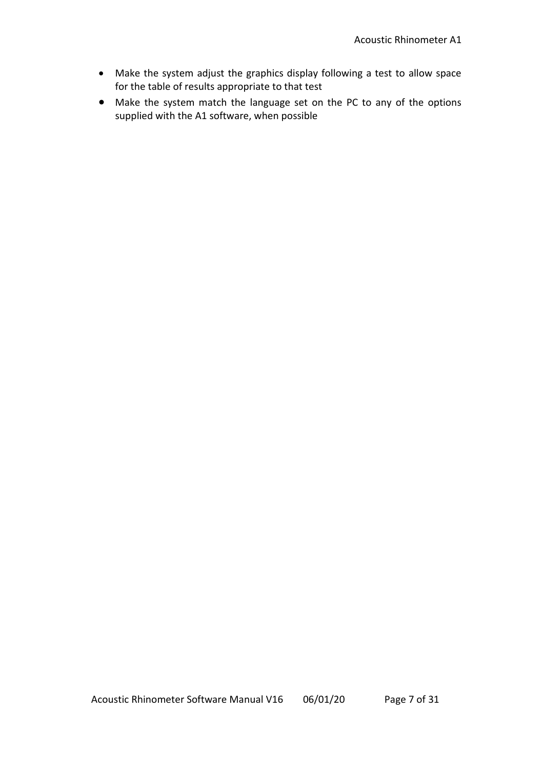- Make the system adjust the graphics display following a test to allow space for the table of results appropriate to that test
- Make the system match the language set on the PC to any of the options supplied with the A1 software, when possible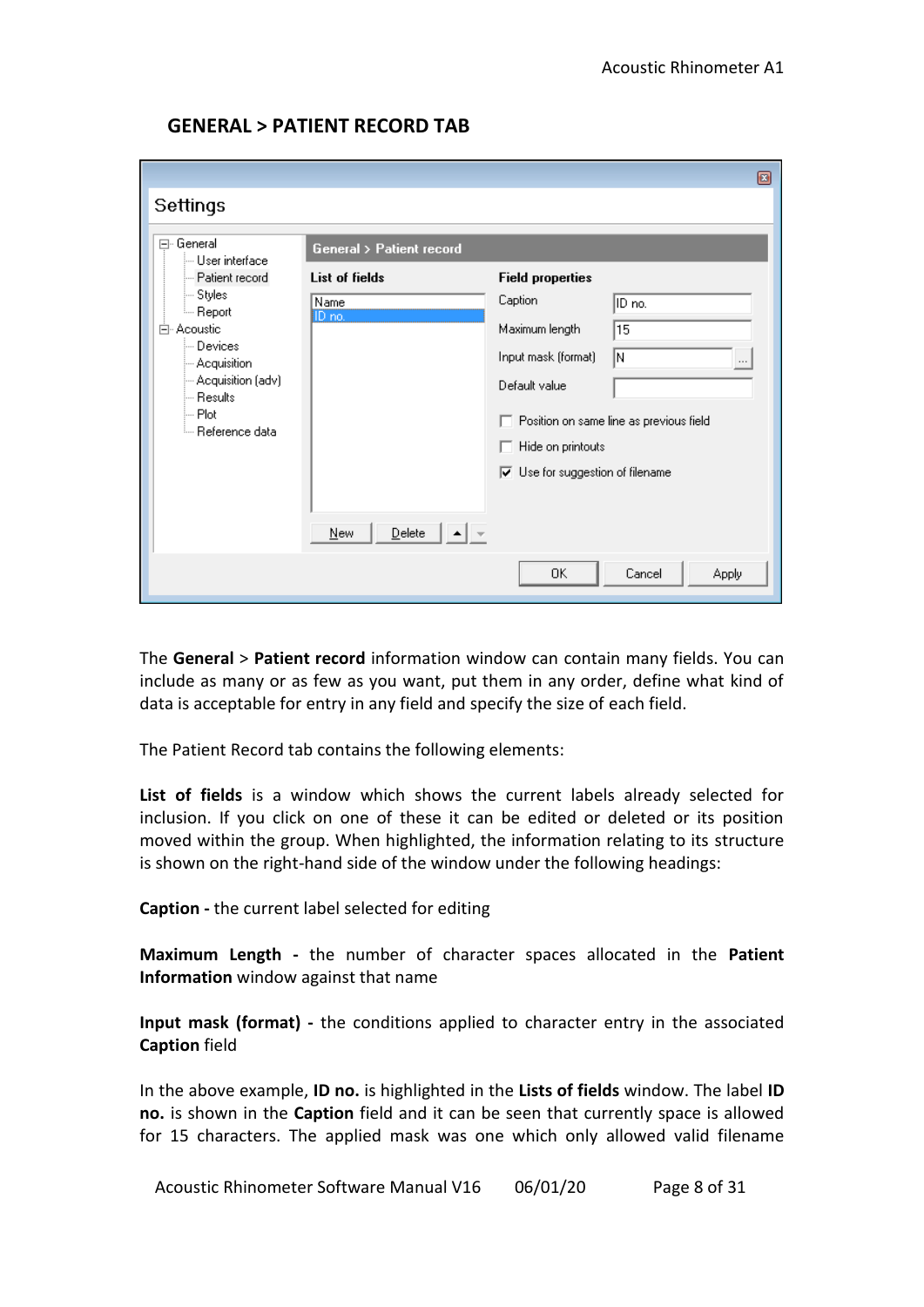## GENERAL > PATIENT RECORD TAB

The **General** > **Patient record** information window can contain many fields. You can include as many or as few as you want, put them in any order, define what kind of data is acceptable for entry in any field and specify the size of each field.

The Patient Record tab contains the following elements:

**List of fields** is a window which shows the current labels already selected for inclusion. If you click on one of these it can be edited or deleted or its position moved within the group. When highlighted, the information relating to its structure is shown on the right-hand side of the window under the following headings:

**Caption -** the current label selected for editing

**Maximum Length -** the number of character spaces allocated in the **Patient Information** window against that name

**Input mask (format) -** the conditions applied to character entry in the associated **Caption** field

In the above example, **ID no.** is highlighted in the **Lists of fields** window. The label **ID no.** is shown in the **Caption** field and it can be seen that currently space is allowed for 15 characters. The applied mask was one which only allowed valid filename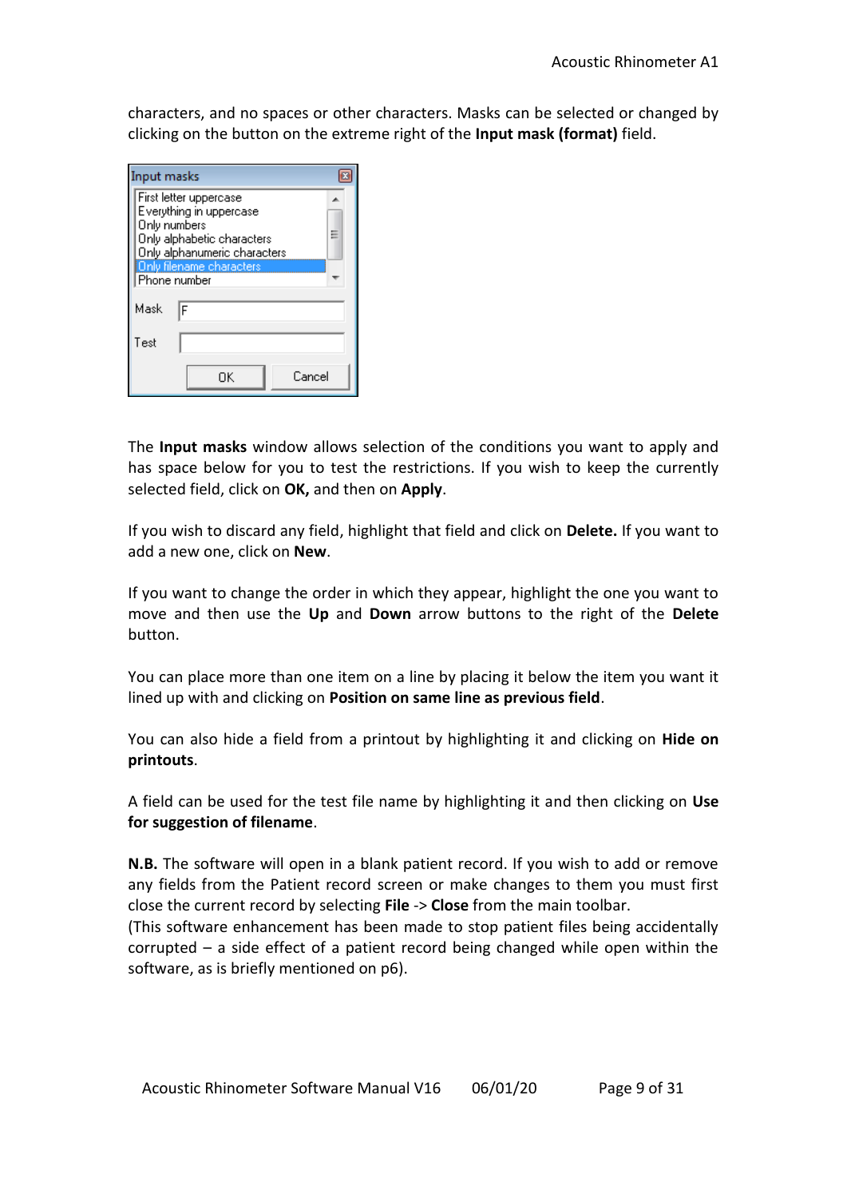characters, and no spaces or other characters. Masks can be selected or changed by clicking on the button on the extreme right of the **Input mask (format)** field.

The **Input masks** window allows selection of the conditions you want to apply and has space below for you to test the restrictions. If you wish to keep the currently selected field, click on **OK,** and then on **Apply**.

If you wish to discard any field, highlight that field and click on **Delete.** If you want to add a new one, click on **New**.

If you want to change the order in which they appear, highlight the one you want to move and then use the **Up** and **Down** arrow buttons to the right of the **Delete** button.

You can place more than one item on a line by placing it below the item you want it lined up with and clicking on **Position on same line as previous field**.

You can also hide a field from a printout by highlighting it and clicking on **Hide on printouts**.

A field can be used for the test file name by highlighting it and then clicking on **Use for suggestion of filename**.

**N.B.** The software will open in a blank patient record. If you wish to add or remove any fields from the Patient record screen or make changes to them you must first close the current record by selecting **File** -> **Close** from the main toolbar.
(This software enhancement has been made to stop patient files being accidentally corrupted – a side effect of a patient record being changed while open within the software, as is briefly mentioned on p6).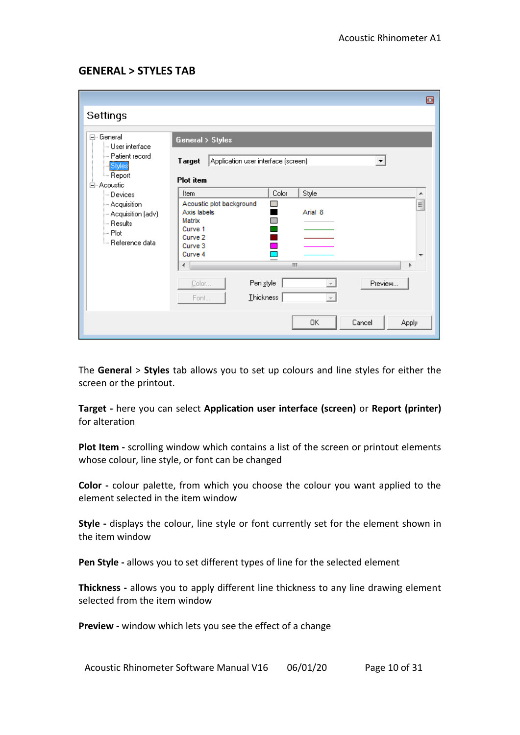## GENERAL > STYLES TAB

The **General** > **Styles** tab allows you to set up colours and line styles for either the screen or the printout.

**Target -** here you can select **Application user interface (screen)** or **Report (printer)** for alteration

**Plot Item -** scrolling window which contains a list of the screen or printout elements whose colour, line style, or font can be changed

**Color -** colour palette, from which you choose the colour you want applied to the element selected in the item window

**Style -** displays the colour, line style or font currently set for the element shown in the item window

**Pen Style -** allows you to set different types of line for the selected element

**Thickness -** allows you to apply different line thickness to any line drawing element selected from the item window

**Preview -** window which lets you see the effect of a change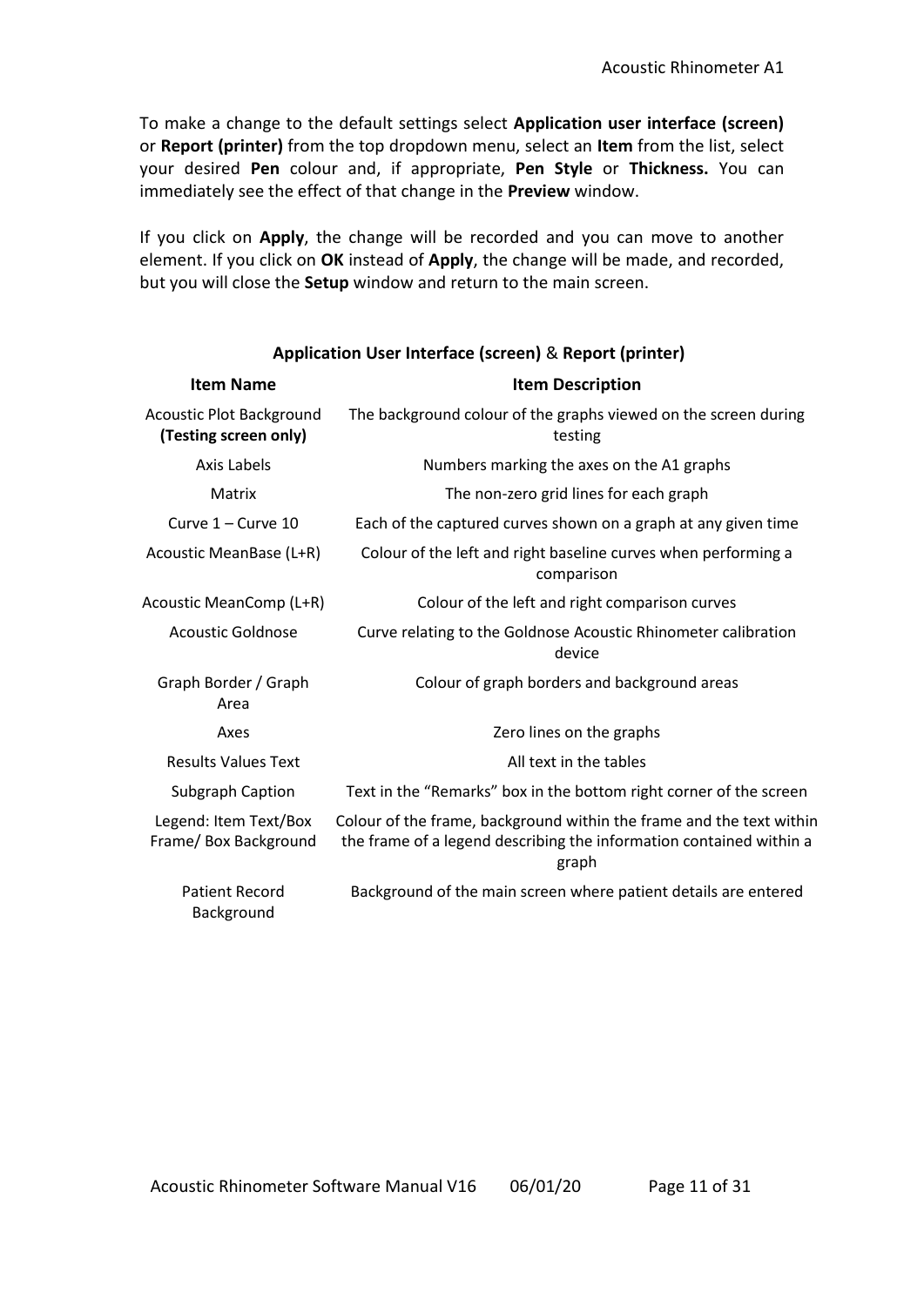To make a change to the default settings select **Application user interface (screen)** or **Report (printer)** from the top dropdown menu, select an **Item** from the list, select your desired **Pen** colour and, if appropriate, **Pen Style** or **Thickness.** You can immediately see the effect of that change in the **Preview** window.

If you click on **Apply**, the change will be recorded and you can move to another element. If you click on **OK** instead of **Apply**, the change will be made, and recorded, but you will close the **Setup** window and return to the main screen.

**Application User Interface (screen)** & **Report (printer)**

| Item Name | Item Description |
|---|---|
| Acoustic Plot Background **(Testing screen only)** | The background colour of the graphs viewed on the screen during testing |
| Axis Labels | Numbers marking the axes on the A1 graphs |
| Matrix | The non-zero grid lines for each graph |
| Curve 1 – Curve 10 | Each of the captured curves shown on a graph at any given time |
| Acoustic MeanBase (L+R) | Colour of the left and right baseline curves when performing a comparison |
| Acoustic MeanComp (L+R) | Colour of the left and right comparison curves |
| Acoustic Goldnose | Curve relating to the Goldnose Acoustic Rhinometer calibration device |
| Graph Border / Graph Area | Colour of graph borders and background areas |
| Axes | Zero lines on the graphs |
| Results Values Text | All text in the tables |
| Subgraph Caption | Text in the “Remarks” box in the bottom right corner of the screen |
| Legend: Item Text/Box Frame/ Box Background | Colour of the frame, background within the frame and the text within the frame of a legend describing the information contained within a graph |
| Patient Record Background | Background of the main screen where patient details are entered |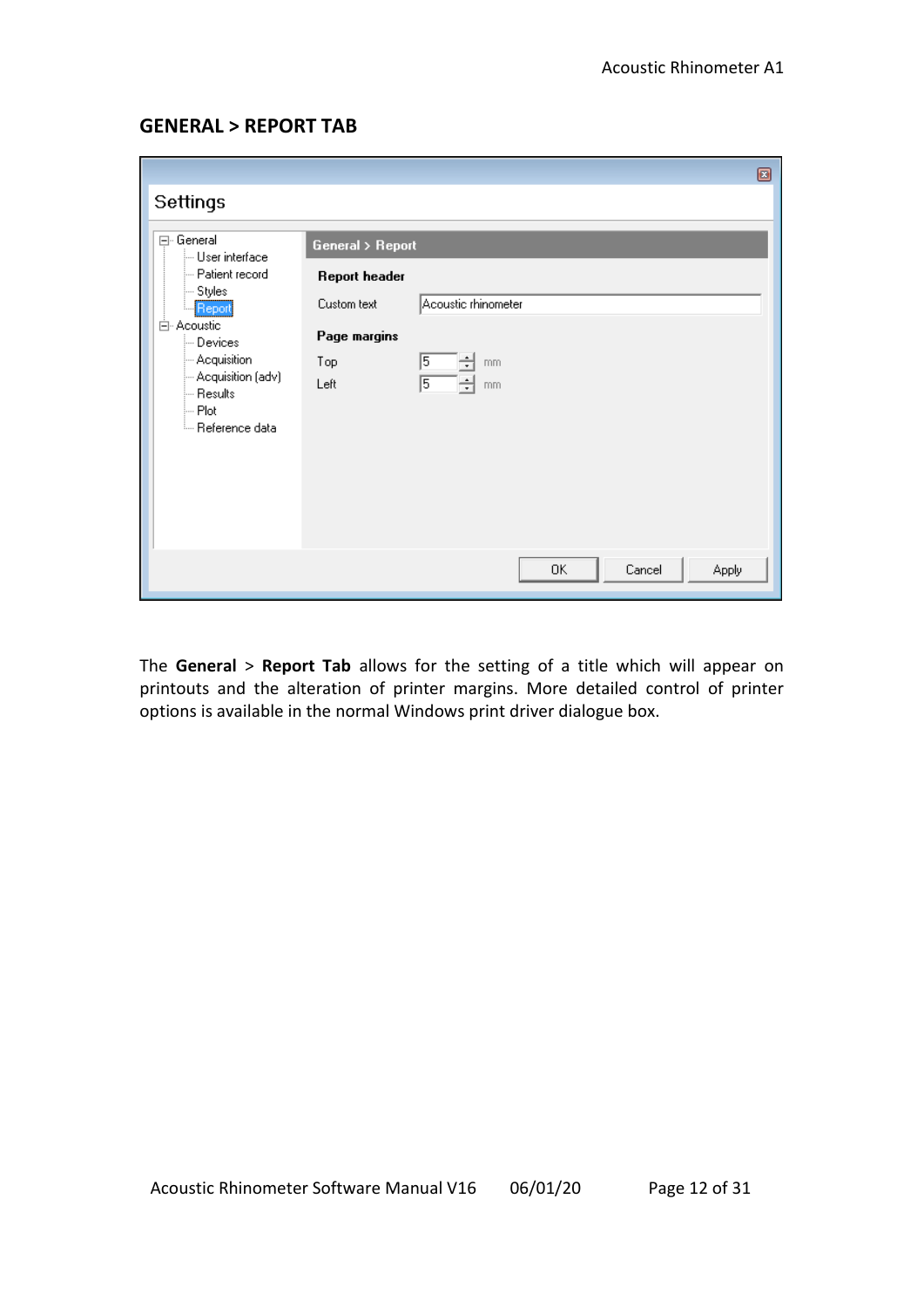## GENERAL > REPORT TAB

The **General** > **Report Tab** allows for the setting of a title which will appear on printouts and the alteration of printer margins. More detailed control of printer options is available in the normal Windows print driver dialogue box.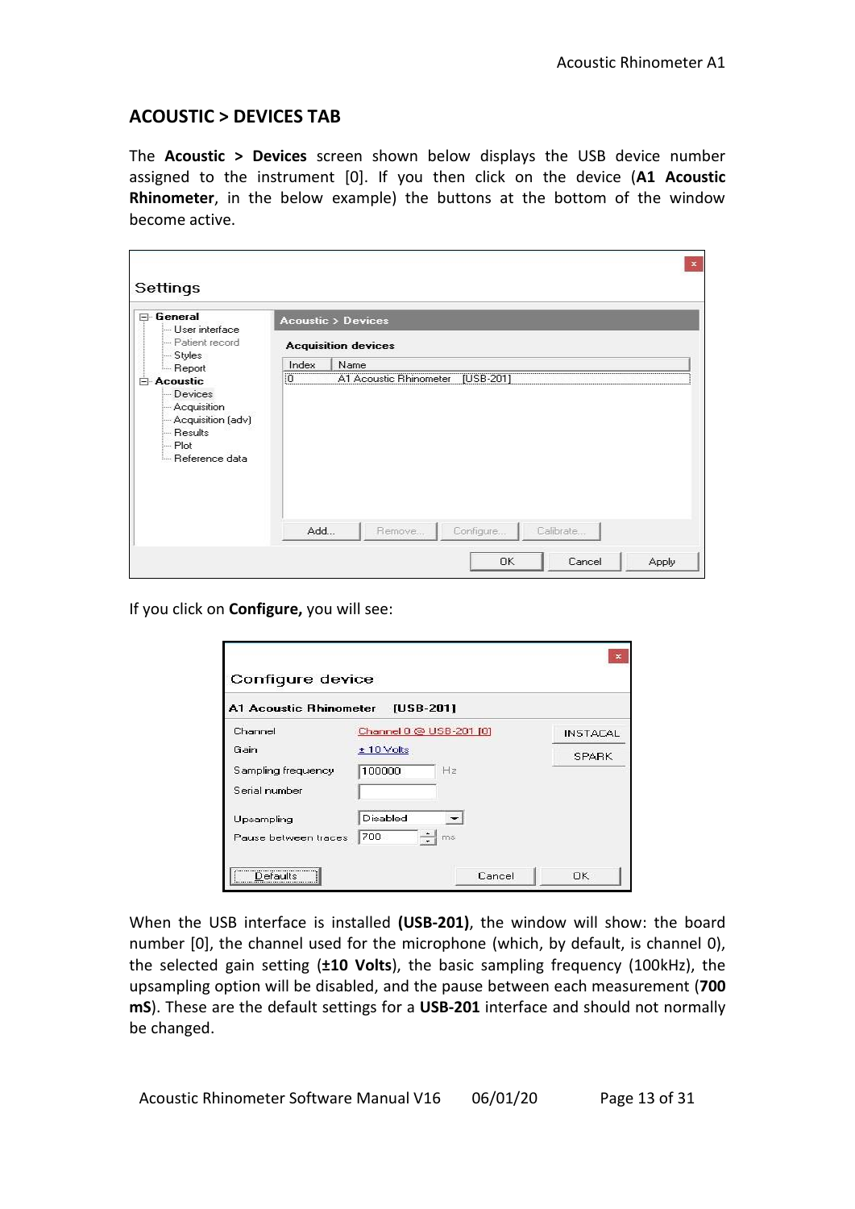## ACOUSTIC > DEVICES TAB

The **Acoustic > Devices** screen shown below displays the USB device number assigned to the instrument [0]. If you then click on the device (**A1 Acoustic Rhinometer**, in the below example) the buttons at the bottom of the window become active.

If you click on **Configure,** you will see:

When the USB interface is installed **(USB-201)**, the window will show: the board number [0], the channel used for the microphone (which, by default, is channel 0), the selected gain setting (**±10 Volts**), the basic sampling frequency (100kHz), the upsampling option will be disabled, and the pause between each measurement (**700 mS**). These are the default settings for a **USB-201** interface and should not normally be changed.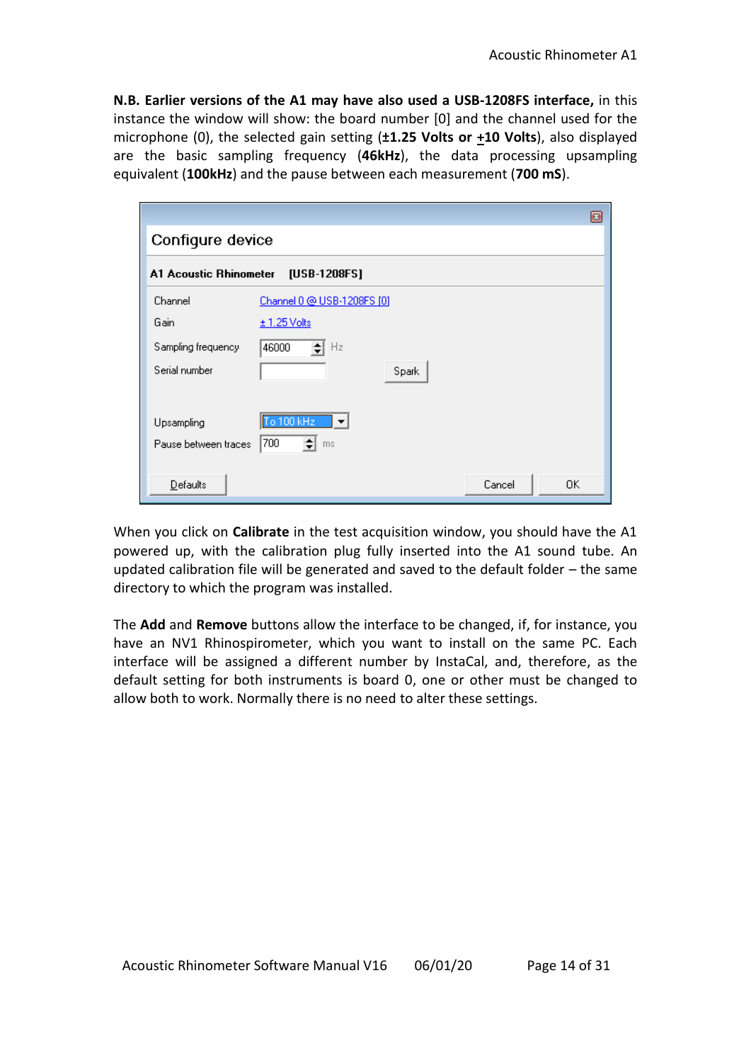**N.B. Earlier versions of the A1 may have also used a USB-1208FS interface,** in this instance the window will show: the board number [0] and the channel used for the microphone (0), the selected gain setting (**±1.25 Volts or +10 Volts**), also displayed are the basic sampling frequency (**46kHz**), the data processing upsampling equivalent (**100kHz**) and the pause between each measurement (**700 mS**).

Configure device

A1 Acoustic Rhinometer [USB-1208FS]

| | |
|---|---|
| Channel | Channel 0 @ USB-1208FS [0] |
| Gain | ± 1.25 Volts |
| Sampling frequency | 46000 Hz |
| Serial number | Spark |
| Upsampling | To 100 kHz |
| Pause between traces | 700 ms |

Defaults Cancel OK

When you click on **Calibrate** in the test acquisition window, you should have the A1 powered up, with the calibration plug fully inserted into the A1 sound tube. An updated calibration file will be generated and saved to the default folder – the same directory to which the program was installed.

The **Add** and **Remove** buttons allow the interface to be changed, if, for instance, you have an NV1 Rhinospirometer, which you want to install on the same PC. Each interface will be assigned a different number by InstaCal, and, therefore, as the default setting for both instruments is board 0, one or other must be changed to allow both to work. Normally there is no need to alter these settings.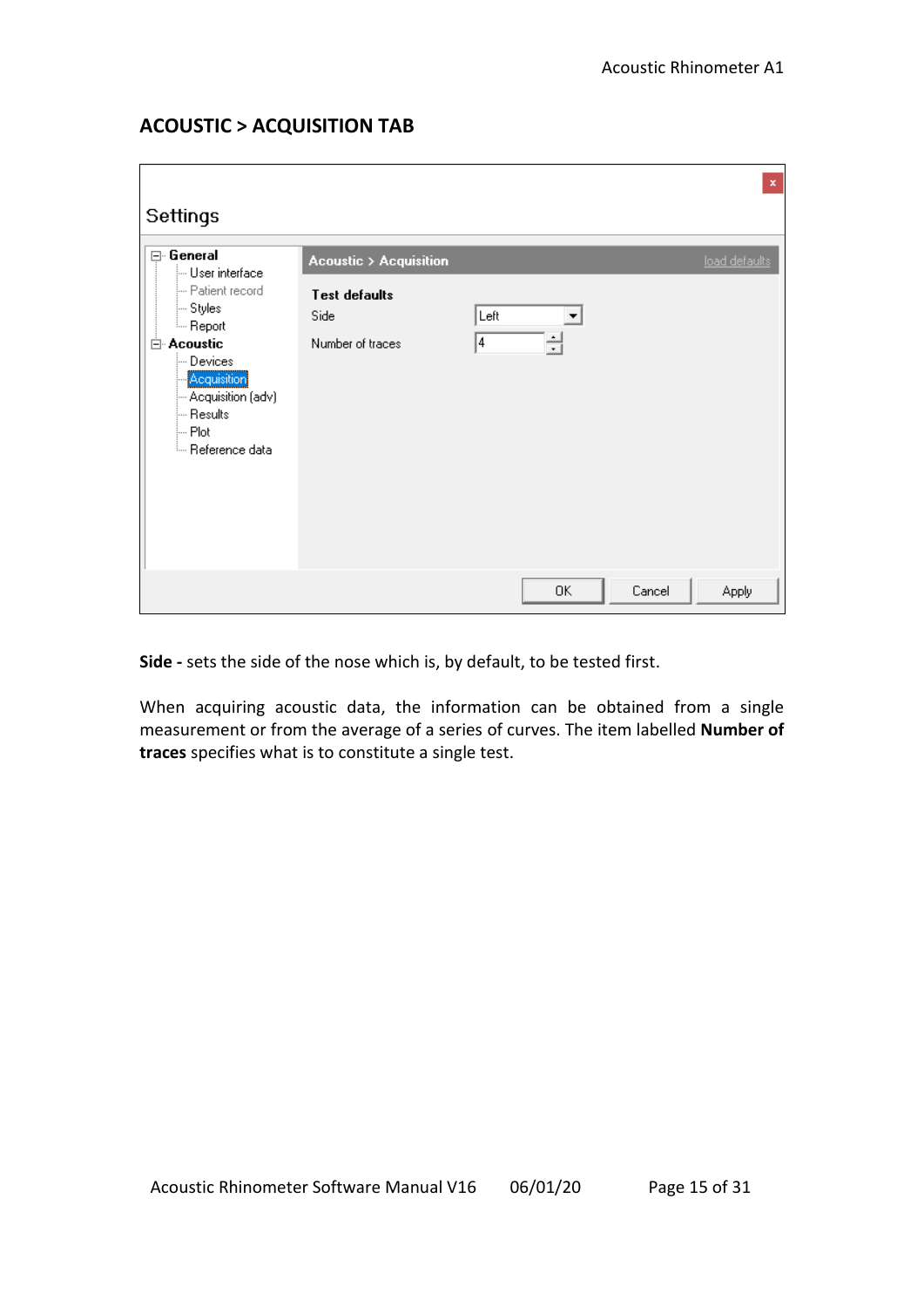## ACOUSTIC > ACQUISITION TAB

**Side -** sets the side of the nose which is, by default, to be tested first.

When acquiring acoustic data, the information can be obtained from a single measurement or from the average of a series of curves. The item labelled **Number of traces** specifies what is to constitute a single test.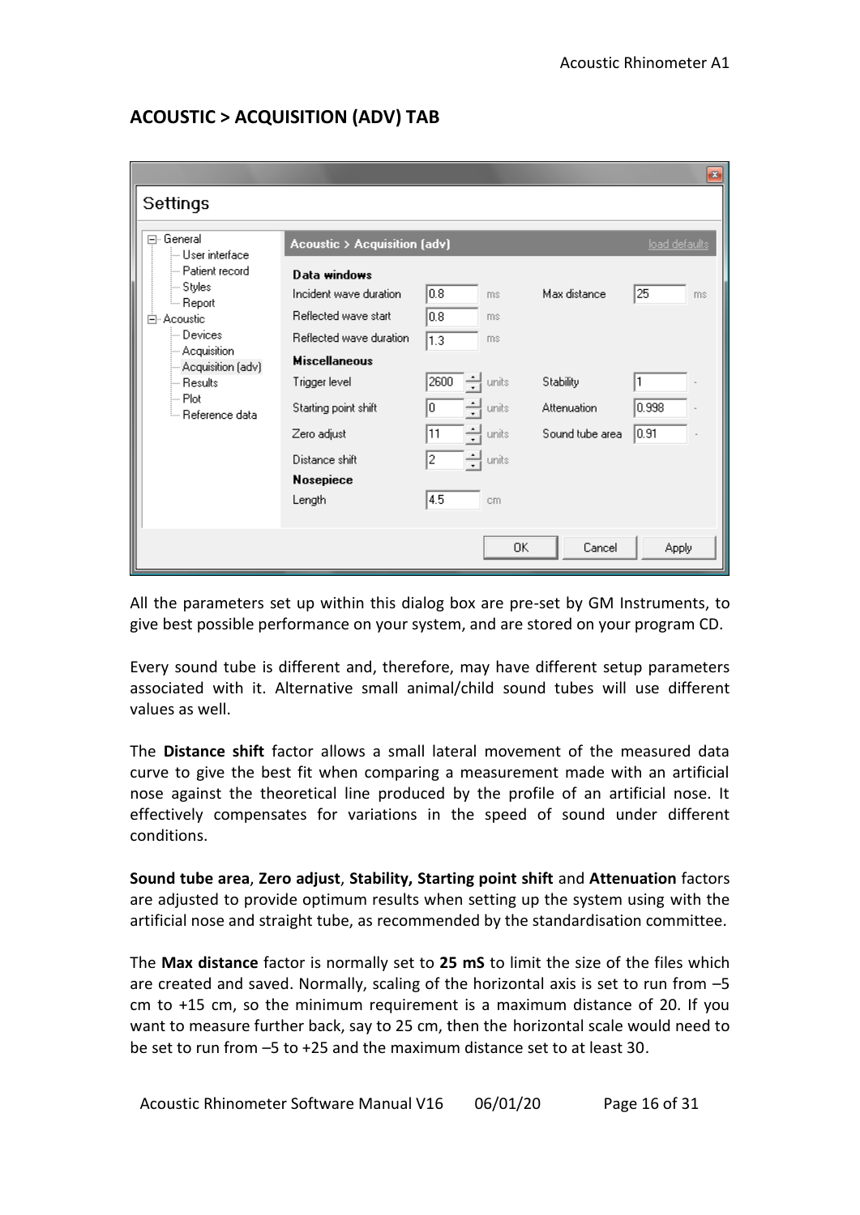## ACOUSTIC > ACQUISITION (ADV) TAB

Settings

- General
  - User interface
  - Patient record
  - Styles
  - Report
- Acoustic
  - Devices
  - Acquisition
  - Acquisition (adv)
  - Results
  - Plot
  - Reference data

**Acoustic > Acquisition (adv)** load defaults

**Data windows**

| | | | | | |
|---|---|---|---|---|---|
| Incident wave duration | 0.8 | ms | Max distance | 25 | ms |
| Reflected wave start | 0.8 | ms | | | |
| Reflected wave duration | 1.3 | ms | | | |

**Miscellaneous**

| | | | | | |
|---|---|---|---|---|---|
| Trigger level | 2600 | units | Stability | 1 | - |
| Starting point shift | 0 | units | Attenuation | 0.998 | - |
| Zero adjust | 11 | units | Sound tube area | 0.91 | - |
| Distance shift | 2 | units | | | |

**Nosepiece**

| | | |
|---|---|---|
| Length | 4.5 | cm |

OK Cancel Apply

All the parameters set up within this dialog box are pre-set by GM Instruments, to give best possible performance on your system, and are stored on your program CD.

Every sound tube is different and, therefore, may have different setup parameters associated with it. Alternative small animal/child sound tubes will use different values as well.

The **Distance shift** factor allows a small lateral movement of the measured data curve to give the best fit when comparing a measurement made with an artificial nose against the theoretical line produced by the profile of an artificial nose. It effectively compensates for variations in the speed of sound under different conditions.

**Sound tube area**, **Zero adjust**, **Stability, Starting point shift** and **Attenuation** factors are adjusted to provide optimum results when setting up the system using with the artificial nose and straight tube, as recommended by the standardisation committee.

The **Max distance** factor is normally set to **25 mS** to limit the size of the files which are created and saved. Normally, scaling of the horizontal axis is set to run from –5 cm to +15 cm, so the minimum requirement is a maximum distance of 20. If you want to measure further back, say to 25 cm, then the horizontal scale would need to be set to run from –5 to +25 and the maximum distance set to at least 30.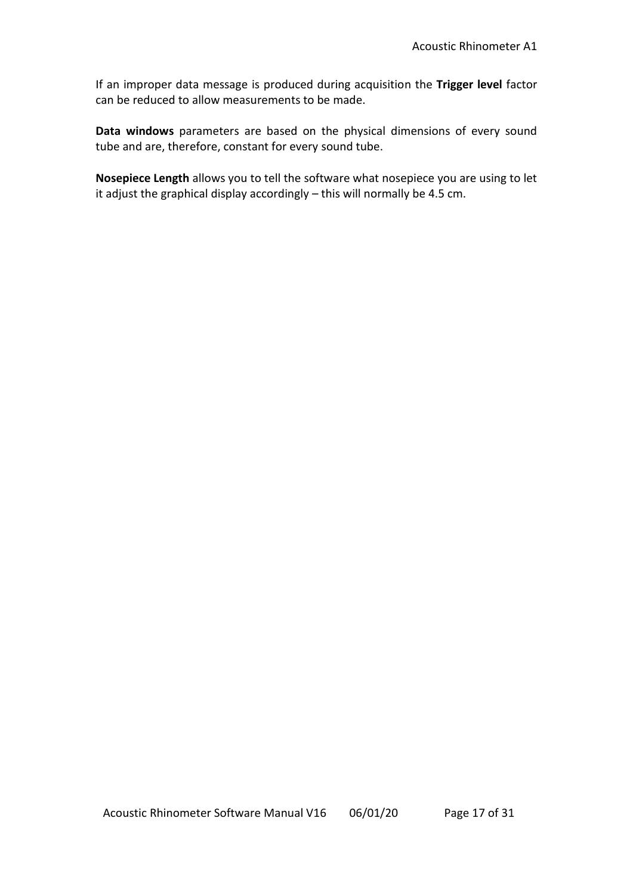If an improper data message is produced during acquisition the **Trigger level** factor can be reduced to allow measurements to be made.

**Data windows** parameters are based on the physical dimensions of every sound tube and are, therefore, constant for every sound tube.

**Nosepiece Length** allows you to tell the software what nosepiece you are using to let it adjust the graphical display accordingly – this will normally be 4.5 cm.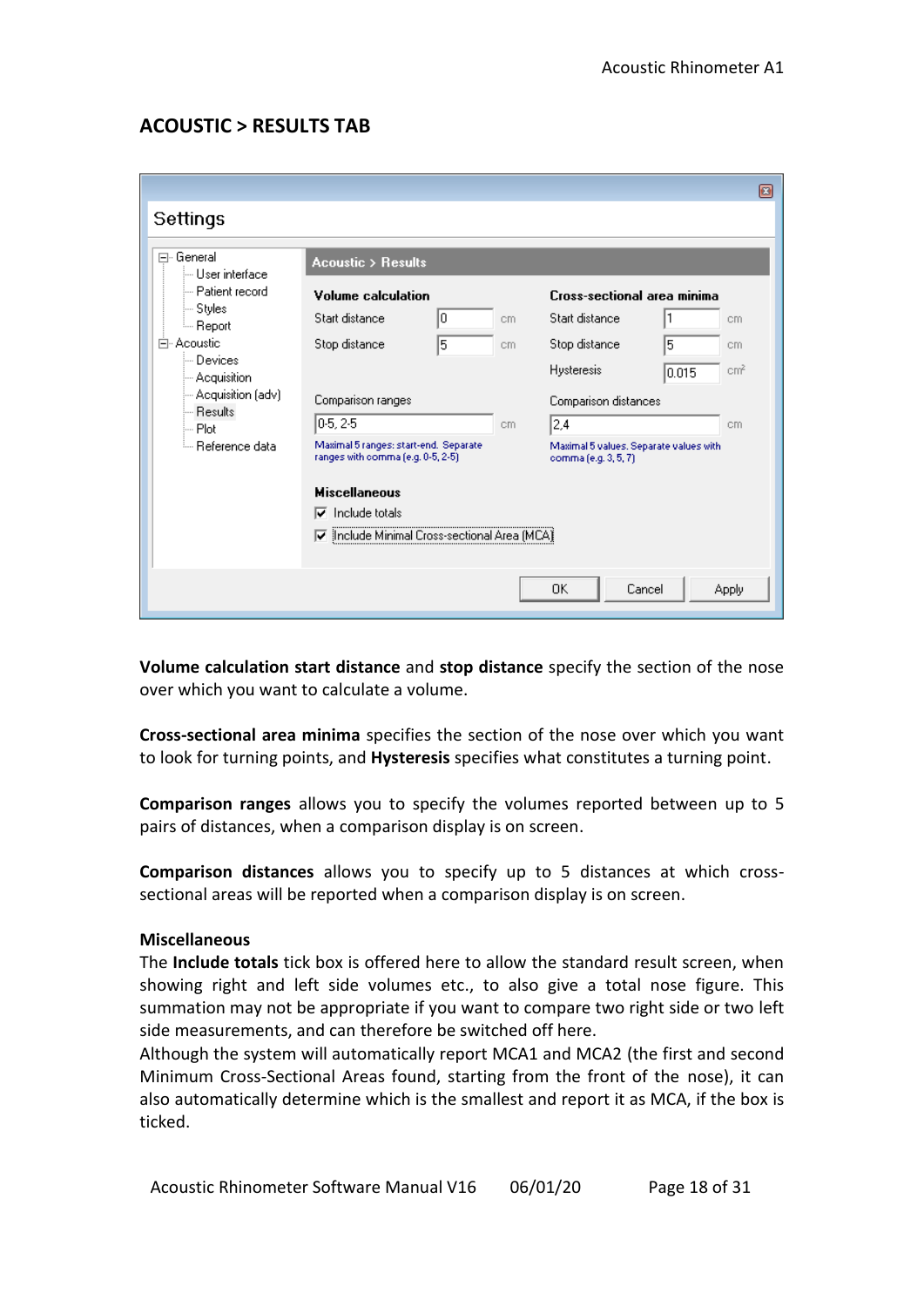## ACOUSTIC > RESULTS TAB

**Volume calculation start distance** and **stop distance** specify the section of the nose over which you want to calculate a volume.

**Cross-sectional area minima** specifies the section of the nose over which you want to look for turning points, and **Hysteresis** specifies what constitutes a turning point.

**Comparison ranges** allows you to specify the volumes reported between up to 5 pairs of distances, when a comparison display is on screen.

**Comparison distances** allows you to specify up to 5 distances at which cross-sectional areas will be reported when a comparison display is on screen.

**Miscellaneous**

The **Include totals** tick box is offered here to allow the standard result screen, when showing right and left side volumes etc., to also give a total nose figure. This summation may not be appropriate if you want to compare two right side or two left side measurements, and can therefore be switched off here.

Although the system will automatically report MCA1 and MCA2 (the first and second Minimum Cross-Sectional Areas found, starting from the front of the nose), it can also automatically determine which is the smallest and report it as MCA, if the box is ticked.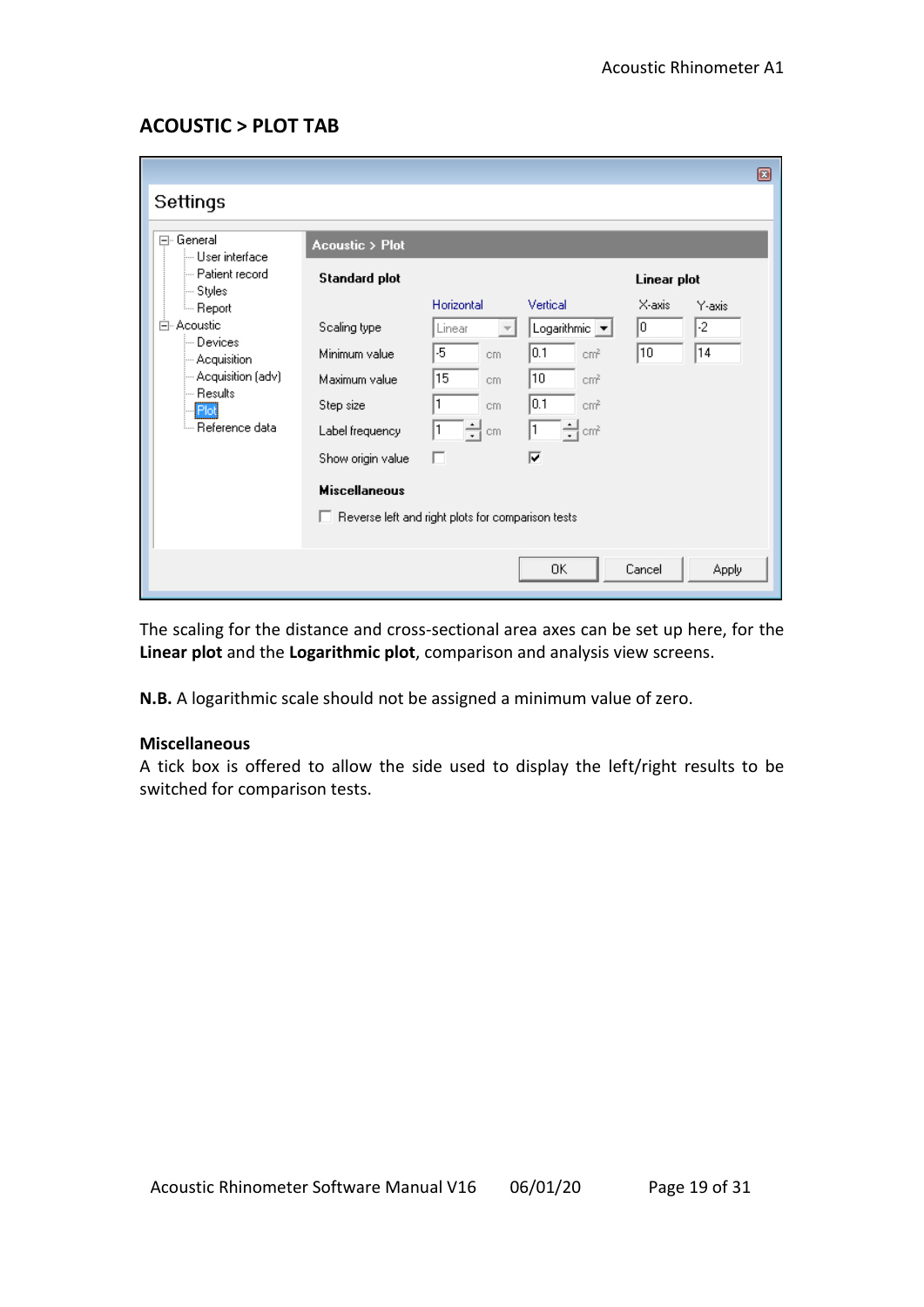## ACOUSTIC > PLOT TAB

The scaling for the distance and cross-sectional area axes can be set up here, for the **Linear plot** and the **Logarithmic plot**, comparison and analysis view screens.

**N.B.** A logarithmic scale should not be assigned a minimum value of zero.

**Miscellaneous**

A tick box is offered to allow the side used to display the left/right results to be switched for comparison tests.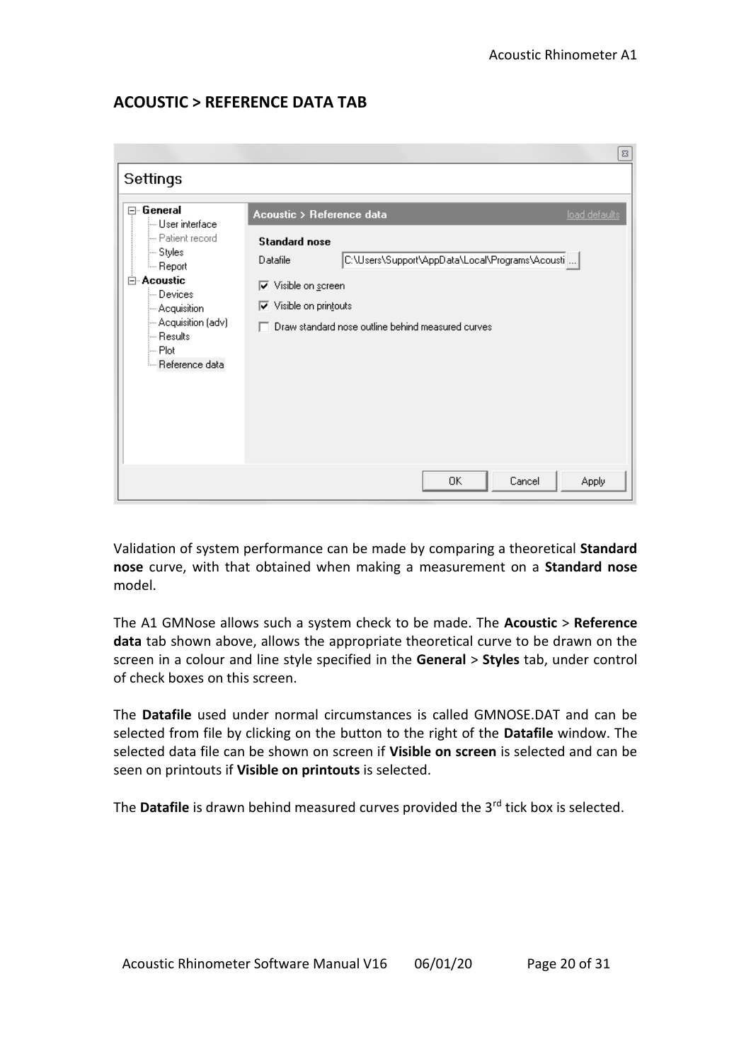## ACOUSTIC > REFERENCE DATA TAB

Validation of system performance can be made by comparing a theoretical **Standard nose** curve, with that obtained when making a measurement on a **Standard nose** model.

The A1 GMNose allows such a system check to be made. The **Acoustic** > **Reference data** tab shown above, allows the appropriate theoretical curve to be drawn on the screen in a colour and line style specified in the **General** > **Styles** tab, under control of check boxes on this screen.

The **Datafile** used under normal circumstances is called GMNOSE.DAT and can be selected from file by clicking on the button to the right of the **Datafile** window. The selected data file can be shown on screen if **Visible on screen** is selected and can be seen on printouts if **Visible on printouts** is selected.

The **Datafile** is drawn behind measured curves provided the 3rd tick box is selected.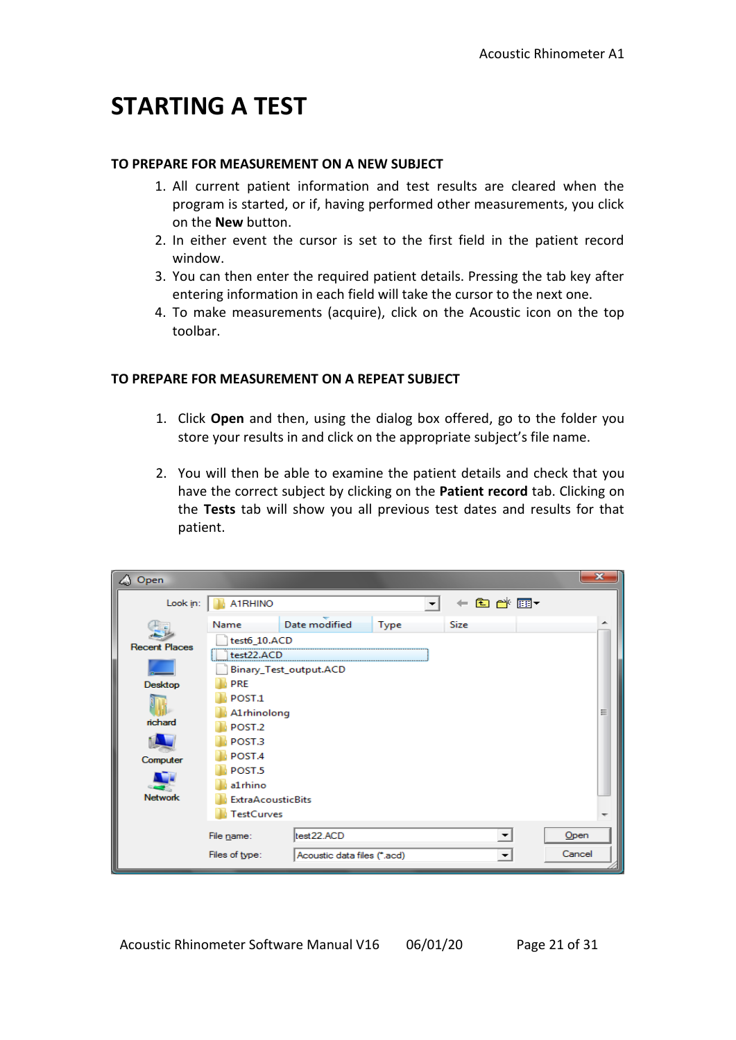# STARTING A TEST

### TO PREPARE FOR MEASUREMENT ON A NEW SUBJECT

1. All current patient information and test results are cleared when the program is started, or if, having performed other measurements, you click on the **New** button.
2. In either event the cursor is set to the first field in the patient record window.
3. You can then enter the required patient details. Pressing the tab key after entering information in each field will take the cursor to the next one.
4. To make measurements (acquire), click on the Acoustic icon on the top toolbar.

### TO PREPARE FOR MEASUREMENT ON A REPEAT SUBJECT

1. Click **Open** and then, using the dialog box offered, go to the folder you store your results in and click on the appropriate subject's file name.

2. You will then be able to examine the patient details and check that you have the correct subject by clicking on the **Patient record** tab. Clicking on the **Tests** tab will show you all previous test dates and results for that patient.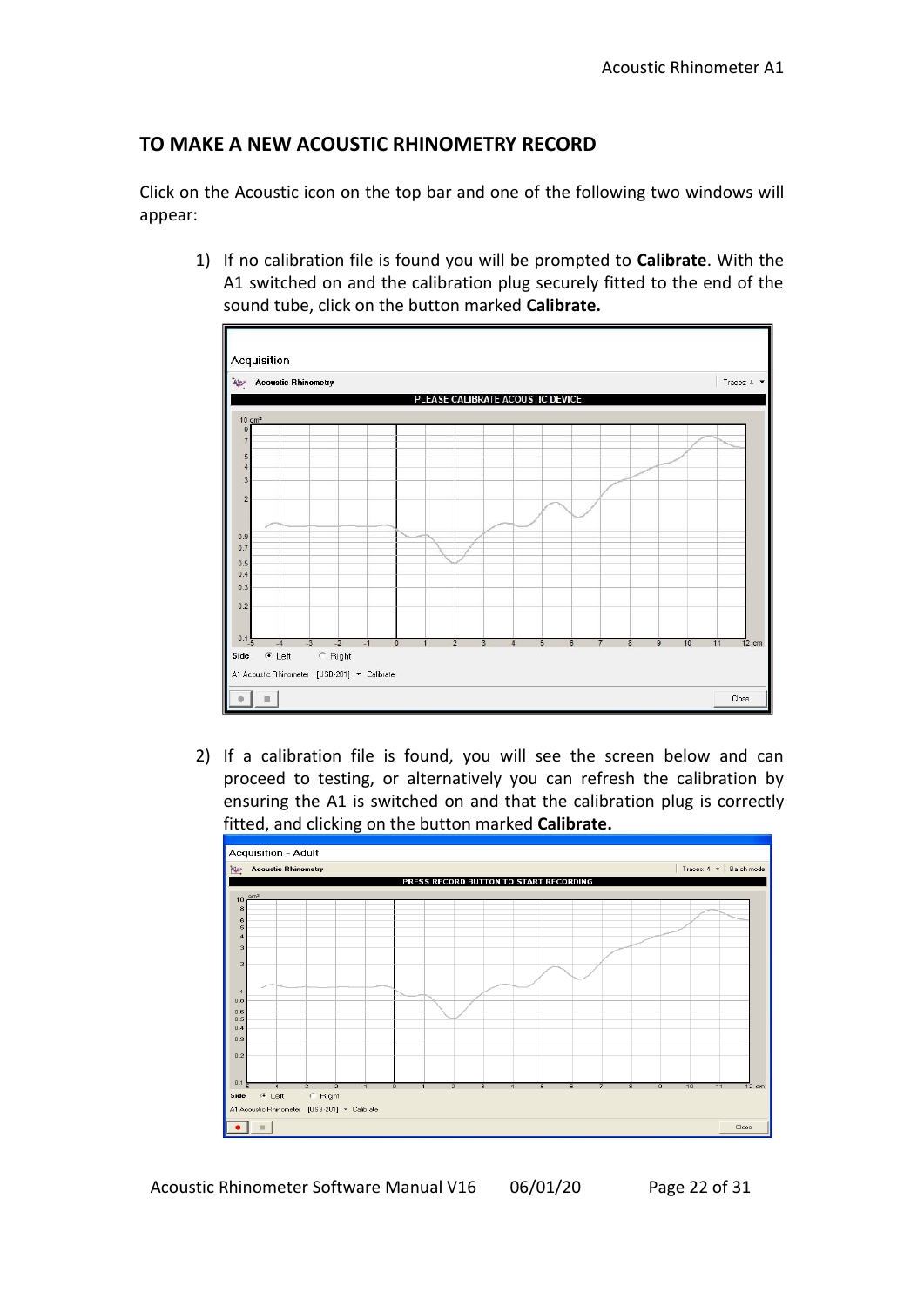## TO MAKE A NEW ACOUSTIC RHINOMETRY RECORD

Click on the Acoustic icon on the top bar and one of the following two windows will appear:

1) If no calibration file is found you will be prompted to **Calibrate**. With the A1 switched on and the calibration plug securely fitted to the end of the sound tube, click on the button marked **Calibrate.**

2) If a calibration file is found, you will see the screen below and can proceed to testing, or alternatively you can refresh the calibration by ensuring the A1 is switched on and that the calibration plug is correctly fitted, and clicking on the button marked **Calibrate.**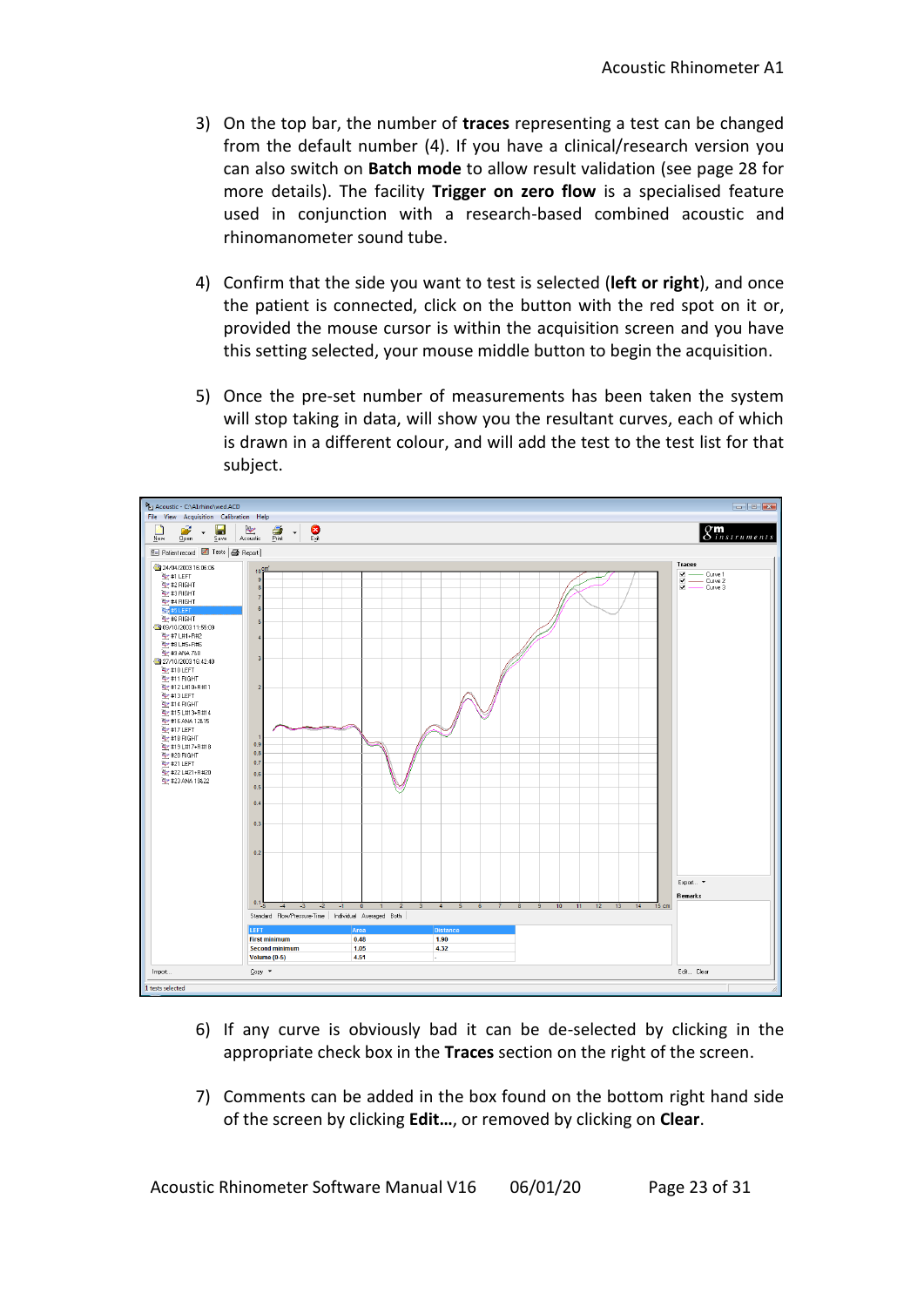3) On the top bar, the number of **traces** representing a test can be changed from the default number (4). If you have a clinical/research version you can also switch on **Batch mode** to allow result validation (see page 28 for more details). The facility **Trigger on zero flow** is a specialised feature used in conjunction with a research-based combined acoustic and rhinomanometer sound tube.

4) Confirm that the side you want to test is selected (**left or right**), and once the patient is connected, click on the button with the red spot on it or, provided the mouse cursor is within the acquisition screen and you have this setting selected, your mouse middle button to begin the acquisition.

5) Once the pre-set number of measurements has been taken the system will stop taking in data, will show you the resultant curves, each of which is drawn in a different colour, and will add the test to the test list for that subject.

6) If any curve is obviously bad it can be de-selected by clicking in the appropriate check box in the **Traces** section on the right of the screen.

7) Comments can be added in the box found on the bottom right hand side of the screen by clicking **Edit…**, or removed by clicking on **Clear**.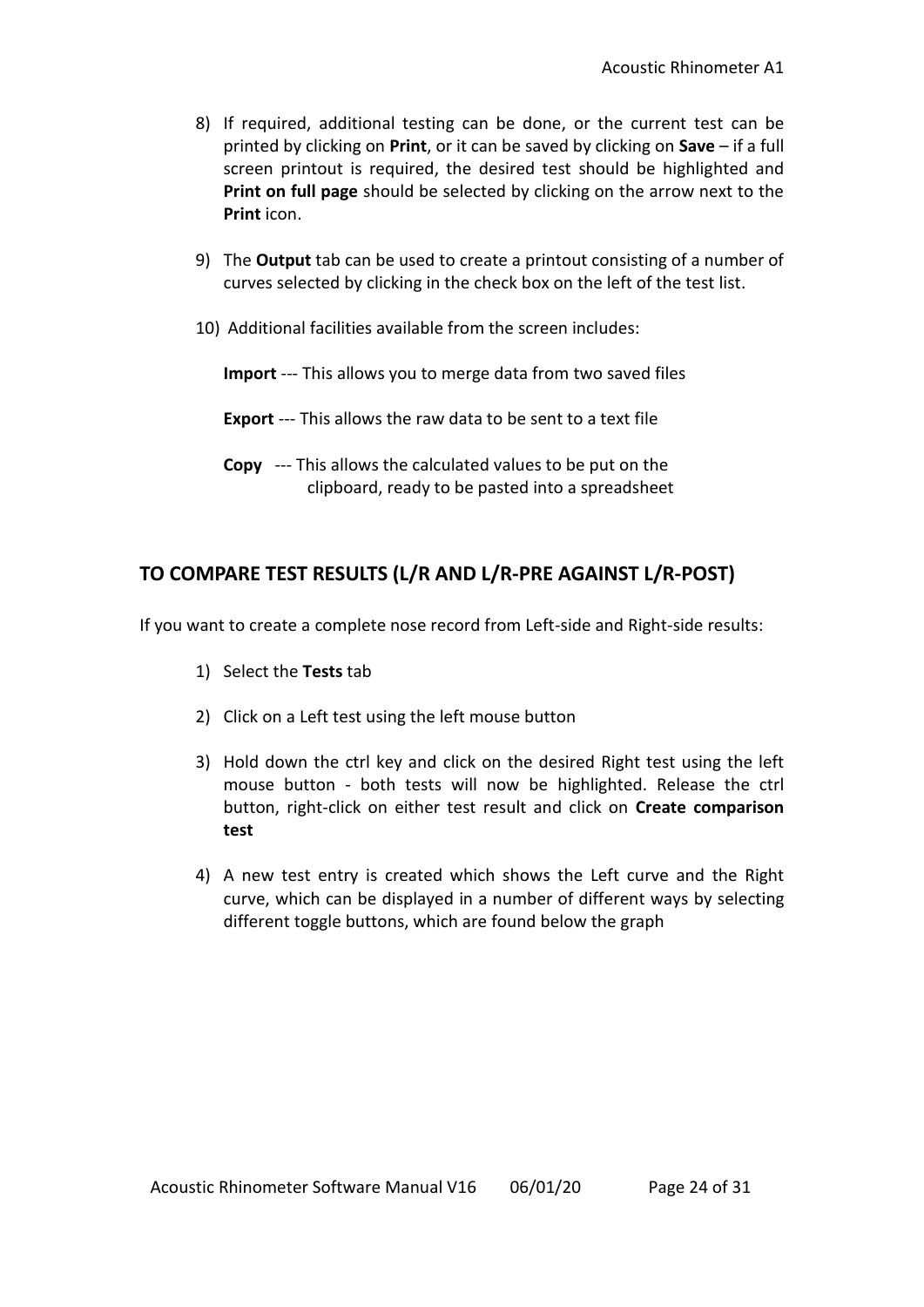8) If required, additional testing can be done, or the current test can be printed by clicking on **Print**, or it can be saved by clicking on **Save** – if a full screen printout is required, the desired test should be highlighted and **Print on full page** should be selected by clicking on the arrow next to the **Print** icon.

9) The **Output** tab can be used to create a printout consisting of a number of curves selected by clicking in the check box on the left of the test list.

10) Additional facilities available from the screen includes:

    **Import** --- This allows you to merge data from two saved files

    **Export** --- This allows the raw data to be sent to a text file

    **Copy** --- This allows the calculated values to be put on the clipboard, ready to be pasted into a spreadsheet

## TO COMPARE TEST RESULTS (L/R AND L/R-PRE AGAINST L/R-POST)

If you want to create a complete nose record from Left-side and Right-side results:

1) Select the **Tests** tab

2) Click on a Left test using the left mouse button

3) Hold down the ctrl key and click on the desired Right test using the left mouse button - both tests will now be highlighted. Release the ctrl button, right-click on either test result and click on **Create comparison test**

4) A new test entry is created which shows the Left curve and the Right curve, which can be displayed in a number of different ways by selecting different toggle buttons, which are found below the graph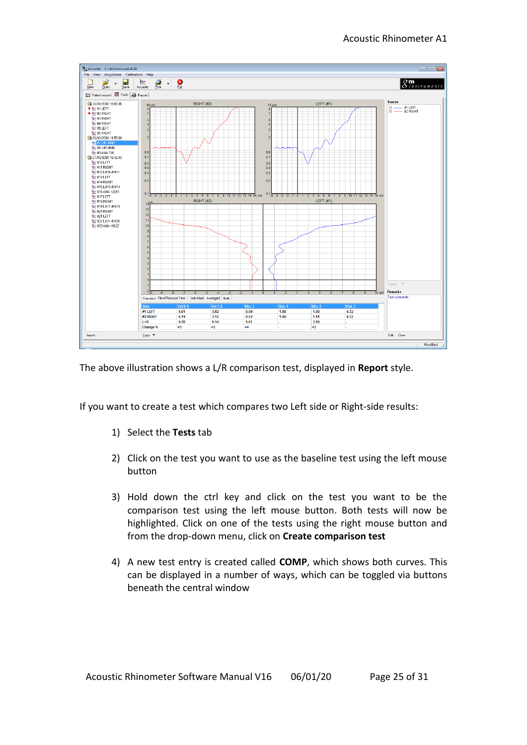The above illustration shows a L/R comparison test, displayed in **Report** style.

If you want to create a test which compares two Left side or Right-side results:

1) Select the **Tests** tab

2) Click on the test you want to use as the baseline test using the left mouse button

3) Hold down the ctrl key and click on the test you want to be the comparison test using the left mouse button. Both tests will now be highlighted. Click on one of the tests using the right mouse button and from the drop-down menu, click on **Create comparison test**

4) A new test entry is created called **COMP**, which shows both curves. This can be displayed in a number of ways, which can be toggled via buttons beneath the central window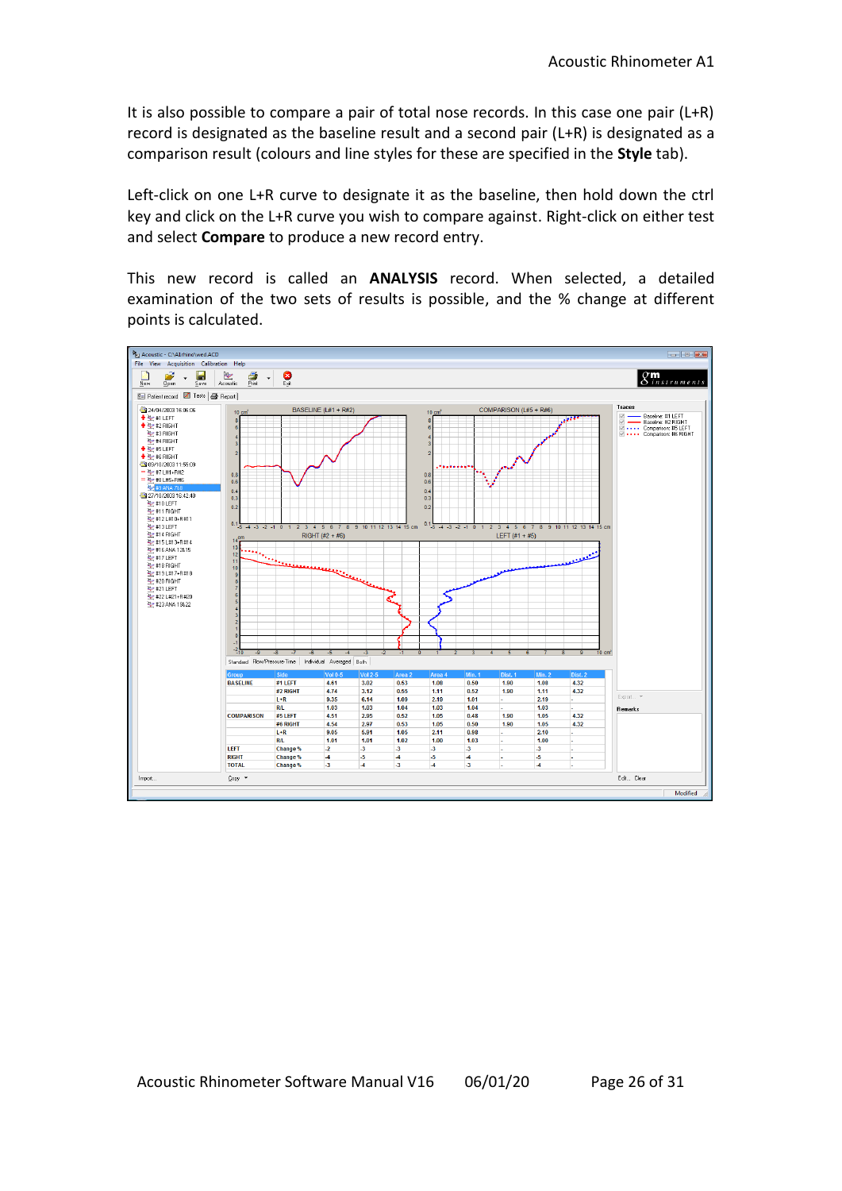It is also possible to compare a pair of total nose records. In this case one pair (L+R) record is designated as the baseline result and a second pair (L+R) is designated as a comparison result (colours and line styles for these are specified in the **Style** tab).

Left-click on one L+R curve to designate it as the baseline, then hold down the ctrl key and click on the L+R curve you wish to compare against. Right-click on either test and select **Compare** to produce a new record entry.

This new record is called an **ANALYSIS** record. When selected, a detailed examination of the two sets of results is possible, and the % change at different points is calculated.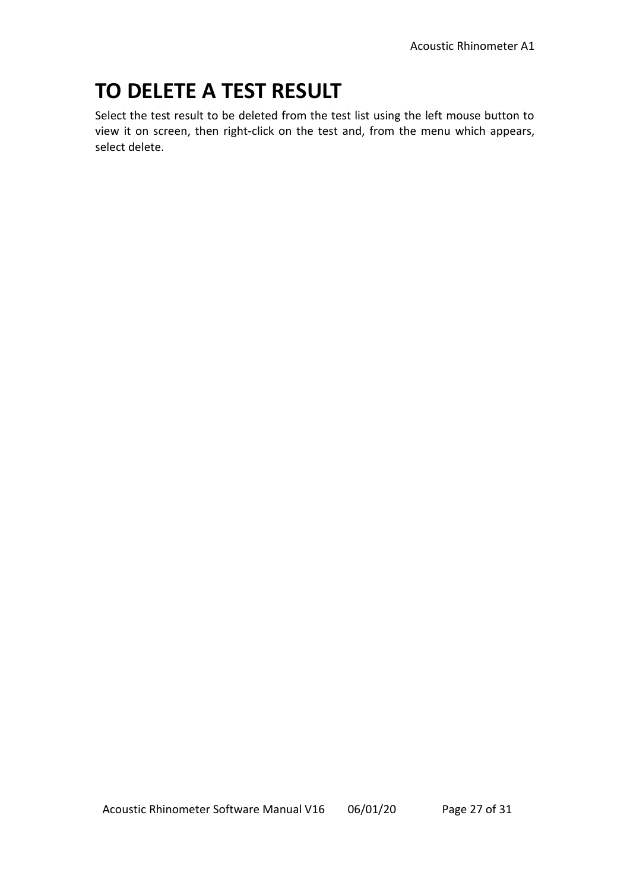# TO DELETE A TEST RESULT

Select the test result to be deleted from the test list using the left mouse button to view it on screen, then right-click on the test and, from the menu which appears, select delete.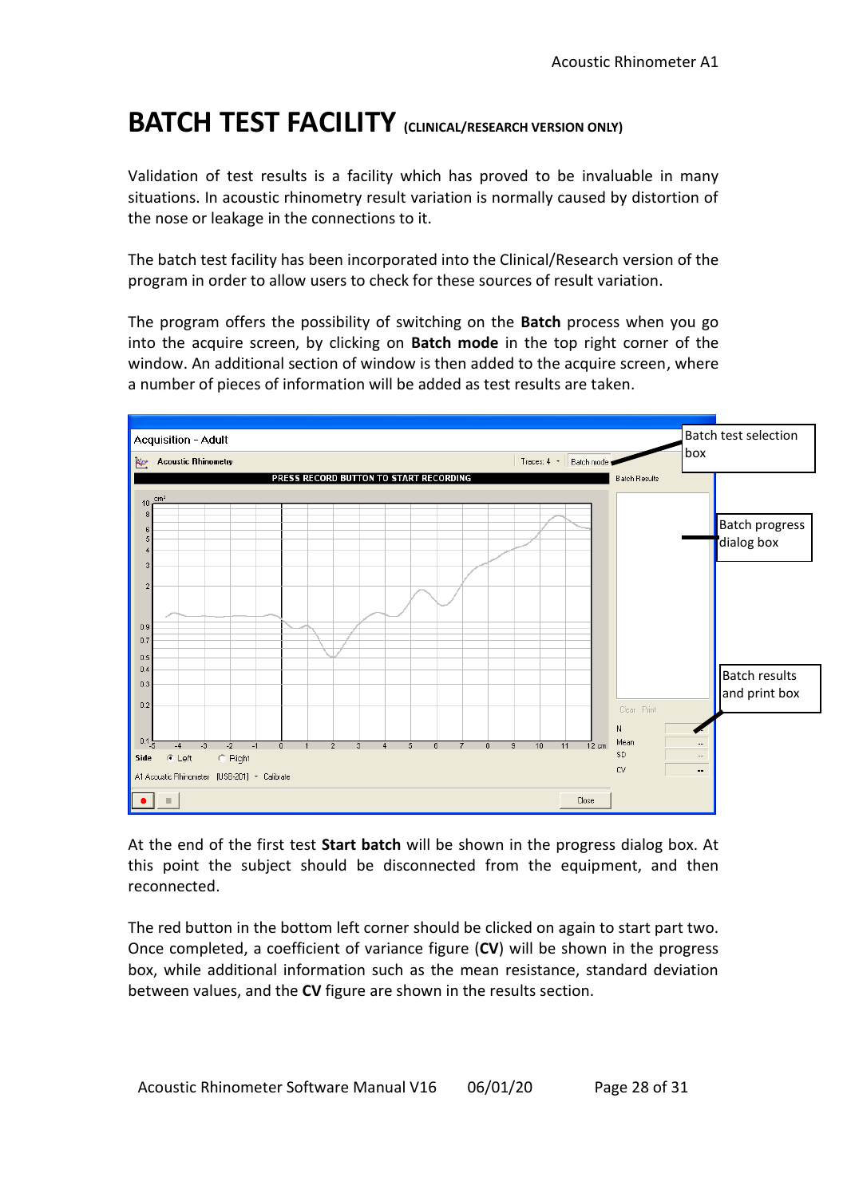# BATCH TEST FACILITY (CLINICAL/RESEARCH VERSION ONLY)

Validation of test results is a facility which has proved to be invaluable in many situations. In acoustic rhinometry result variation is normally caused by distortion of the nose or leakage in the connections to it.

The batch test facility has been incorporated into the Clinical/Research version of the program in order to allow users to check for these sources of result variation.

The program offers the possibility of switching on the **Batch** process when you go into the acquire screen, by clicking on **Batch mode** in the top right corner of the window. An additional section of window is then added to the acquire screen, where a number of pieces of information will be added as test results are taken.

At the end of the first test **Start batch** will be shown in the progress dialog box. At this point the subject should be disconnected from the equipment, and then reconnected.

The red button in the bottom left corner should be clicked on again to start part two. Once completed, a coefficient of variance figure (**CV**) will be shown in the progress box, while additional information such as the mean resistance, standard deviation between values, and the **CV** figure are shown in the results section.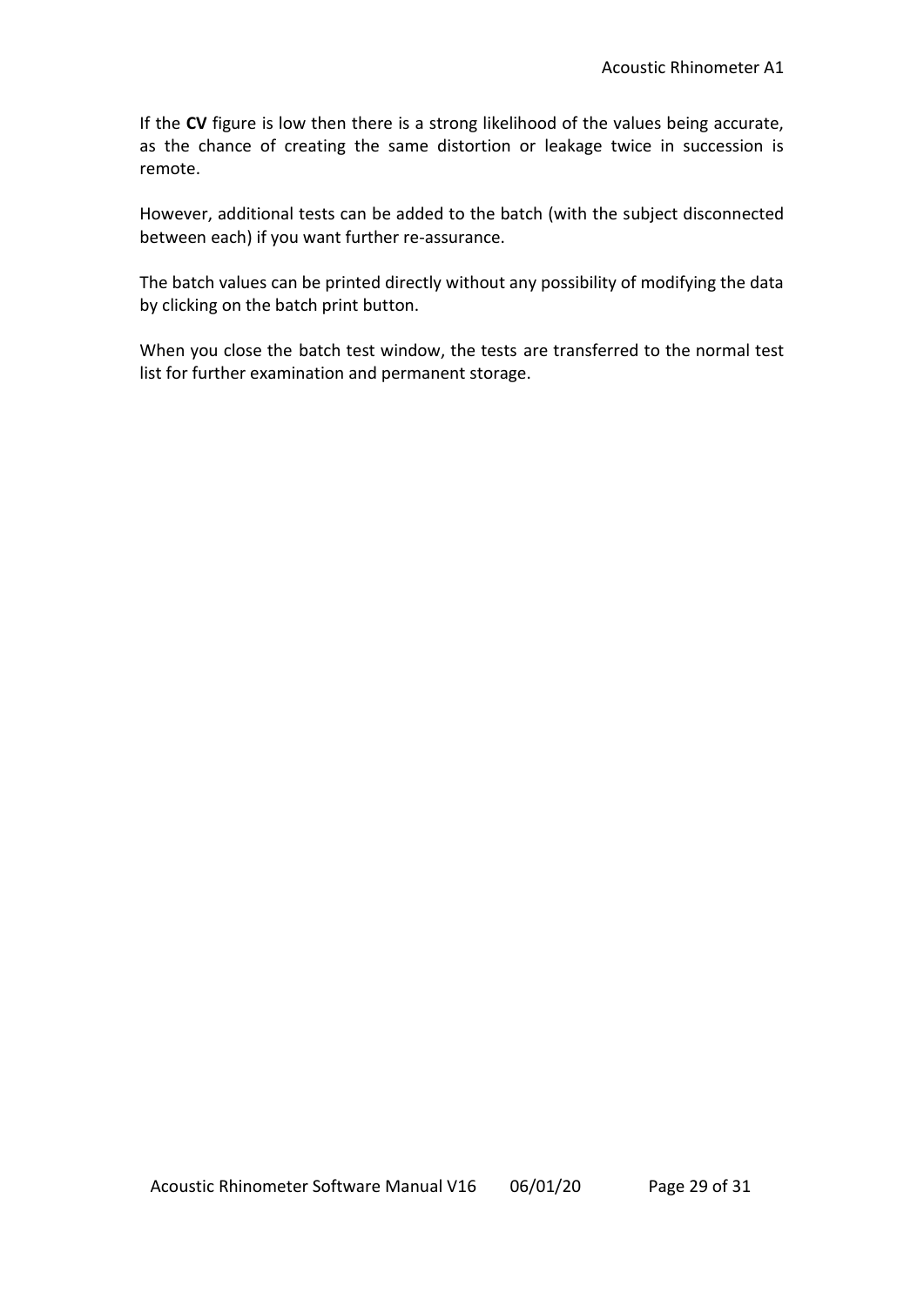If the **CV** figure is low then there is a strong likelihood of the values being accurate, as the chance of creating the same distortion or leakage twice in succession is remote.

However, additional tests can be added to the batch (with the subject disconnected between each) if you want further re-assurance.

The batch values can be printed directly without any possibility of modifying the data by clicking on the batch print button.

When you close the batch test window, the tests are transferred to the normal test list for further examination and permanent storage.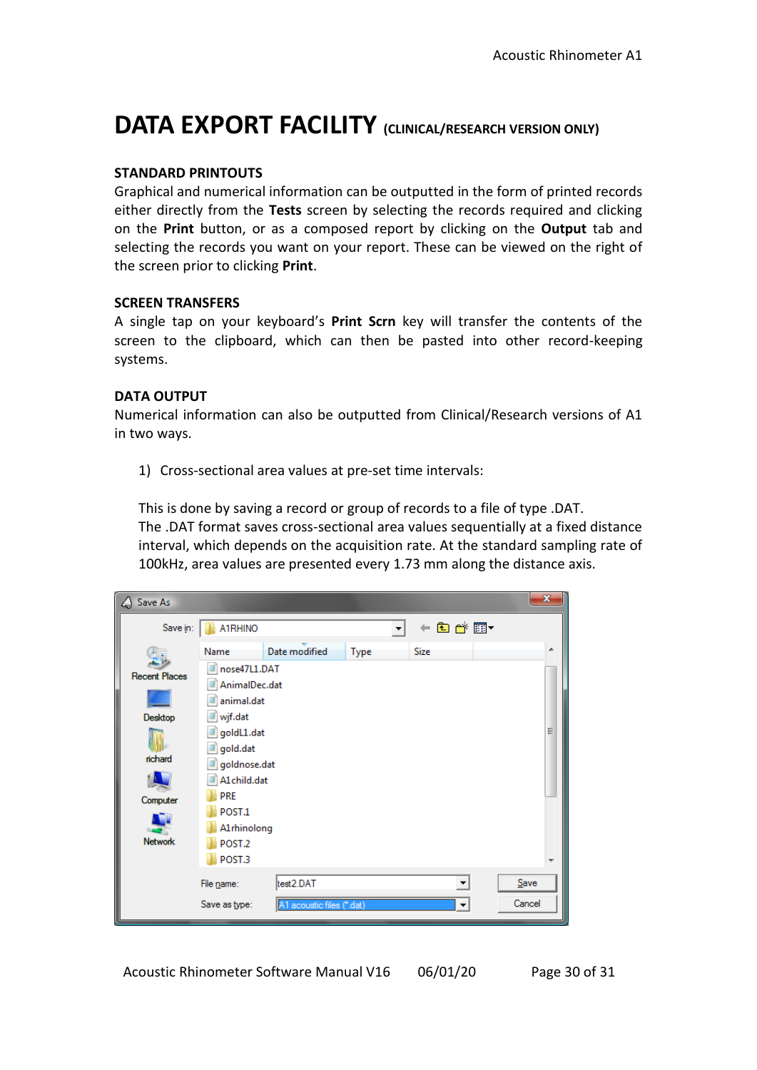# DATA EXPORT FACILITY (CLINICAL/RESEARCH VERSION ONLY)

## STANDARD PRINTOUTS

Graphical and numerical information can be outputted in the form of printed records either directly from the **Tests** screen by selecting the records required and clicking on the **Print** button, or as a composed report by clicking on the **Output** tab and selecting the records you want on your report. These can be viewed on the right of the screen prior to clicking **Print**.

## SCREEN TRANSFERS

A single tap on your keyboard's **Print Scrn** key will transfer the contents of the screen to the clipboard, which can then be pasted into other record-keeping systems.

## DATA OUTPUT

Numerical information can also be outputted from Clinical/Research versions of A1 in two ways.

1) Cross-sectional area values at pre-set time intervals:

   This is done by saving a record or group of records to a file of type .DAT.
   The .DAT format saves cross-sectional area values sequentially at a fixed distance interval, which depends on the acquisition rate. At the standard sampling rate of 100kHz, area values are presented every 1.73 mm along the distance axis.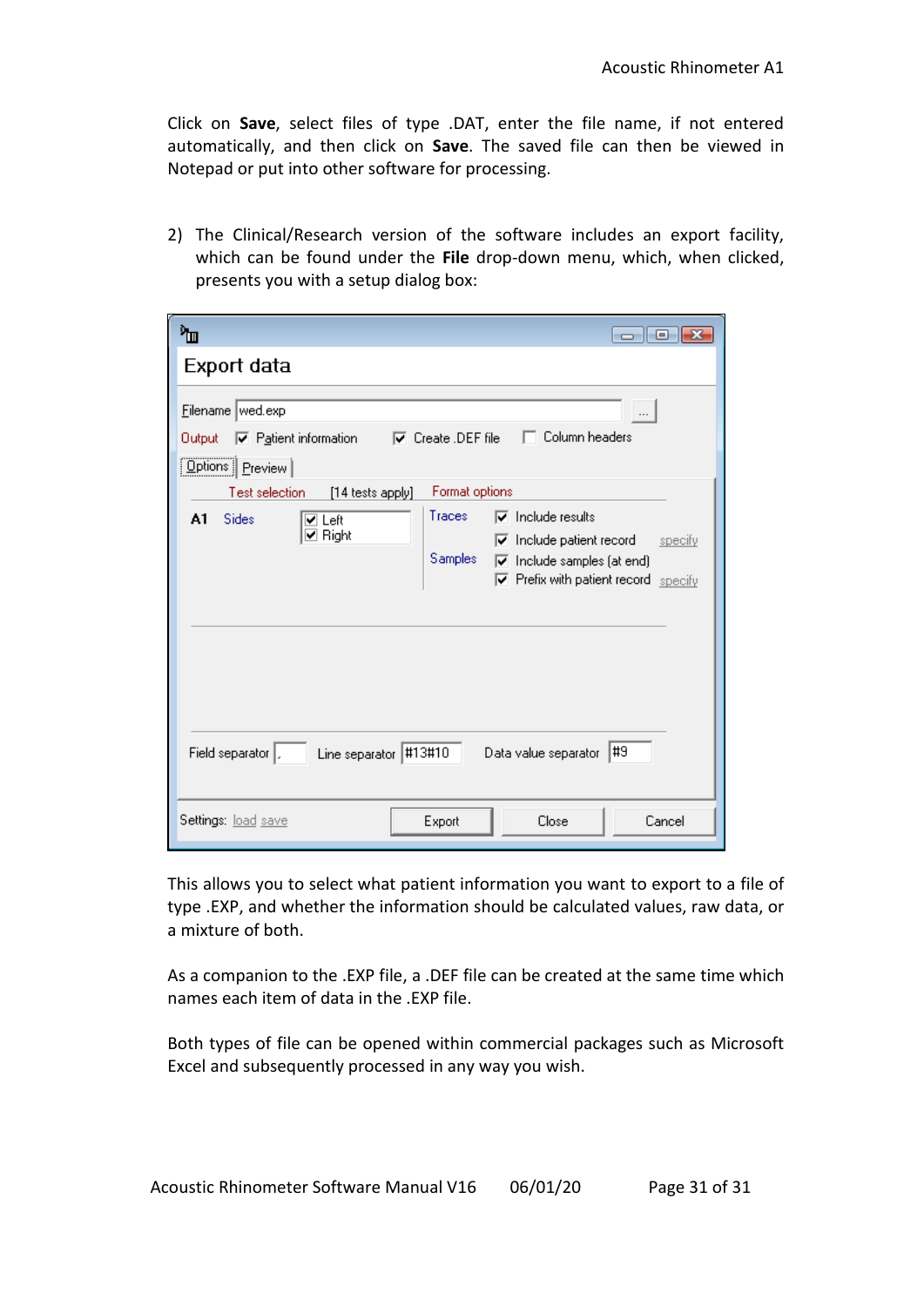Click on **Save**, select files of type .DAT, enter the file name, if not entered automatically, and then click on **Save**. The saved file can then be viewed in Notepad or put into other software for processing.

2) The Clinical/Research version of the software includes an export facility, which can be found under the **File** drop-down menu, which, when clicked, presents you with a setup dialog box:

This allows you to select what patient information you want to export to a file of type .EXP, and whether the information should be calculated values, raw data, or a mixture of both.

As a companion to the .EXP file, a .DEF file can be created at the same time which names each item of data in the .EXP file.

Both types of file can be opened within commercial packages such as Microsoft Excel and subsequently processed in any way you wish.